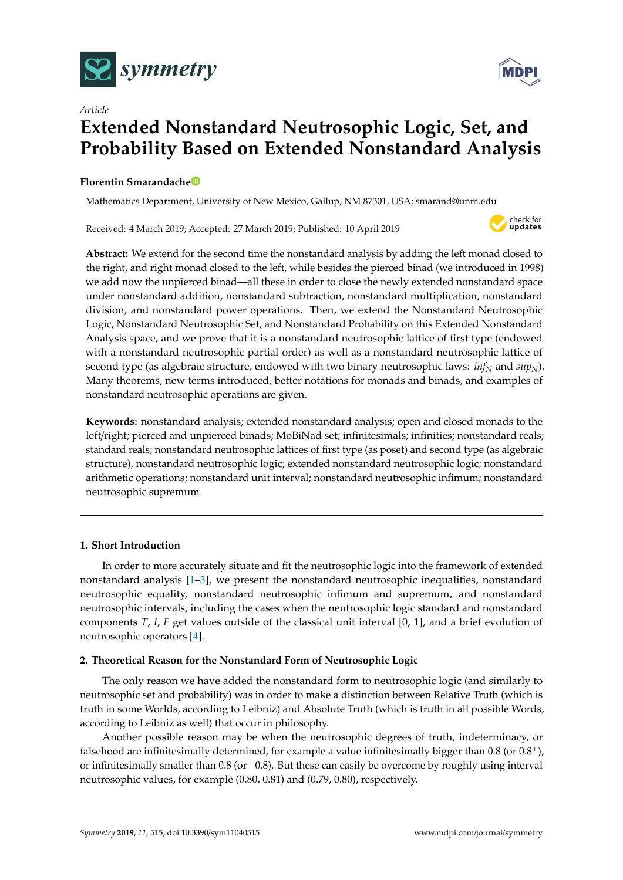*Article*

# Extended Nonstandard Neutrosophic Logic, Set, and Probability Based on Extended Nonstandard Analysis

**Florentin Smarandache**

Mathematics Department, University of New Mexico, Gallup, NM 87301, USA; smarand@unm.edu

Received: 4 March 2019; Accepted: 27 March 2019; Published: 10 April 2019

**Abstract:** We extend for the second time the nonstandard analysis by adding the left monad closed to the right, and right monad closed to the left, while besides the pierced binad (we introduced in 1998) we add now the unpierced binad—all these in order to close the newly extended nonstandard space under nonstandard addition, nonstandard subtraction, nonstandard multiplication, nonstandard division, and nonstandard power operations. Then, we extend the Nonstandard Neutrosophic Logic, Nonstandard Neutrosophic Set, and Nonstandard Probability on this Extended Nonstandard Analysis space, and we prove that it is a nonstandard neutrosophic lattice of first type (endowed with a nonstandard neutrosophic partial order) as well as a nonstandard neutrosophic lattice of second type (as algebraic structure, endowed with two binary neutrosophic laws: $inf_N$ and $sup_N$). Many theorems, new terms introduced, better notations for monads and binads, and examples of nonstandard neutrosophic operations are given.

**Keywords:** nonstandard analysis; extended nonstandard analysis; open and closed monads to the left/right; pierced and unpierced binads; MoBiNad set; infinitesimals; infinities; nonstandard reals; standard reals; nonstandard neutrosophic lattices of first type (as poset) and second type (as algebraic structure), nonstandard neutrosophic logic; extended nonstandard neutrosophic logic; nonstandard arithmetic operations; nonstandard unit interval; nonstandard neutrosophic infimum; nonstandard neutrosophic supremum

## 1. Short Introduction

In order to more accurately situate and fit the neutrosophic logic into the framework of extended nonstandard analysis [1–3], we present the nonstandard neutrosophic inequalities, nonstandard neutrosophic equality, nonstandard neutrosophic infimum and supremum, and nonstandard neutrosophic intervals, including the cases when the neutrosophic logic standard and nonstandard components $T$, $I$, $F$ get values outside of the classical unit interval [0, 1], and a brief evolution of neutrosophic operators [4].

## 2. Theoretical Reason for the Nonstandard Form of Neutrosophic Logic

The only reason we have added the nonstandard form to neutrosophic logic (and similarly to neutrosophic set and probability) was in order to make a distinction between Relative Truth (which is truth in some Worlds, according to Leibniz) and Absolute Truth (which is truth in all possible Words, according to Leibniz as well) that occur in philosophy.

Another possible reason may be when the neutrosophic degrees of truth, indeterminacy, or falsehood are infinitesimally determined, for example a value infinitesimally bigger than 0.8 (or $0.8^+$), or infinitesimally smaller than 0.8 (or ${}^-0.8$). But these can easily be overcome by roughly using interval neutrosophic values, for example (0.80, 0.81) and (0.79, 0.80), respectively.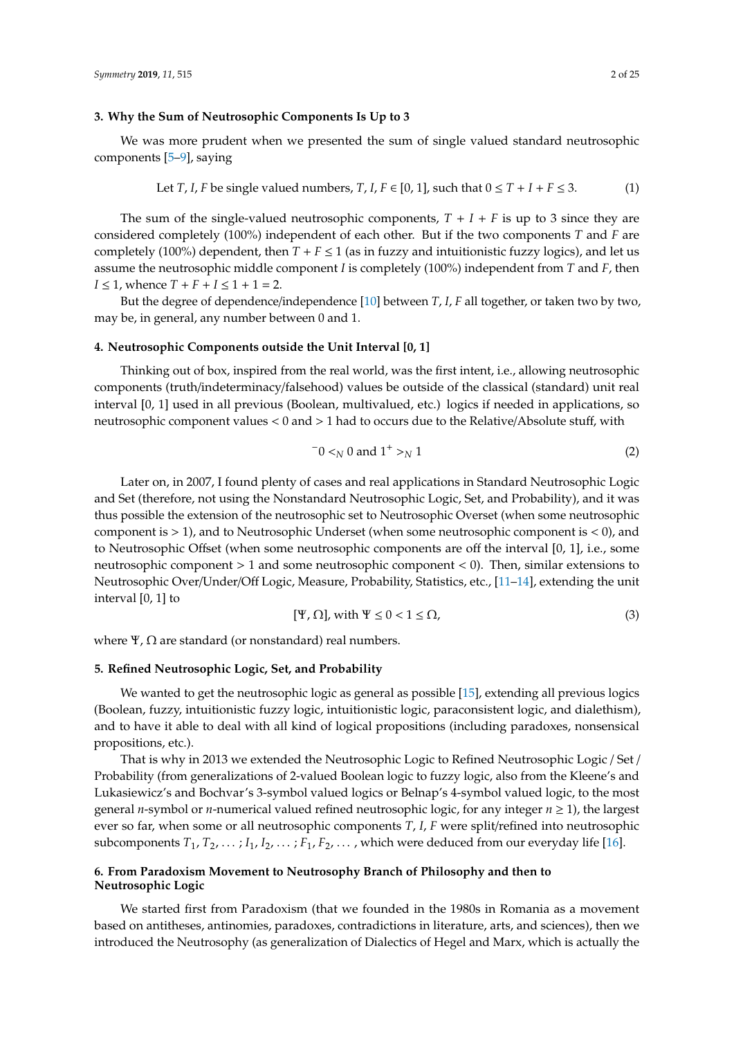## 3. Why the Sum of Neutrosophic Components Is Up to 3

We was more prudent when we presented the sum of single valued standard neutrosophic components [5–9], saying

$$\text{Let } T, I, F \text{ be single valued numbers, } T, I, F \in [0, 1], \text{ such that } 0 \le T + I + F \le 3. \tag{1}$$

The sum of the single-valued neutrosophic components, $T + I + F$ is up to 3 since they are considered completely (100%) independent of each other. But if the two components $T$ and $F$ are completely (100%) dependent, then $T + F \le 1$ (as in fuzzy and intuitionistic fuzzy logics), and let us assume the neutrosophic middle component $I$ is completely (100%) independent from $T$ and $F$, then $I \le 1$, whence $T + F + I \le 1 + 1 = 2$.

But the degree of dependence/independence [10] between $T$, $I$, $F$ all together, or taken two by two, may be, in general, any number between 0 and 1.

## 4. Neutrosophic Components outside the Unit Interval [0, 1]

Thinking out of box, inspired from the real world, was the first intent, i.e., allowing neutrosophic components (truth/indeterminacy/falsehood) values be outside of the classical (standard) unit real interval [0, 1] used in all previous (Boolean, multivalued, etc.) logics if needed in applications, so neutrosophic component values < 0 and > 1 had to occurs due to the Relative/Absolute stuff, with

$$^{-}0 <_N 0 \text{ and } 1^{+} >_N 1 \tag{2}$$

Later on, in 2007, I found plenty of cases and real applications in Standard Neutrosophic Logic and Set (therefore, not using the Nonstandard Neutrosophic Logic, Set, and Probability), and it was thus possible the extension of the neutrosophic set to Neutrosophic Overset (when some neutrosophic component is > 1), and to Neutrosophic Underset (when some neutrosophic component is < 0), and to Neutrosophic Offset (when some neutrosophic components are off the interval [0, 1], i.e., some neutrosophic component > 1 and some neutrosophic component < 0). Then, similar extensions to Neutrosophic Over/Under/Off Logic, Measure, Probability, Statistics, etc., [11–14], extending the unit interval [0, 1] to

$$[\Psi, \Omega], \text{ with } \Psi \le 0 < 1 \le \Omega, \tag{3}$$

where $\Psi$, $\Omega$ are standard (or nonstandard) real numbers.

## 5. Refined Neutrosophic Logic, Set, and Probability

We wanted to get the neutrosophic logic as general as possible [15], extending all previous logics (Boolean, fuzzy, intuitionistic fuzzy logic, intuitionistic logic, paraconsistent logic, and dialethism), and to have it able to deal with all kind of logical propositions (including paradoxes, nonsensical propositions, etc.).

That is why in 2013 we extended the Neutrosophic Logic to Refined Neutrosophic Logic / Set / Probability (from generalizations of 2-valued Boolean logic to fuzzy logic, also from the Kleene's and Lukasiewicz's and Bochvar's 3-symbol valued logics or Belnap's 4-symbol valued logic, to the most general $n$-symbol or $n$-numerical valued refined neutrosophic logic, for any integer $n \ge 1$), the largest ever so far, when some or all neutrosophic components $T$, $I$, $F$ were split/refined into neutrosophic subcomponents $T_1, T_2, \ldots; I_1, I_2, \ldots; F_1, F_2, \ldots$, which were deduced from our everyday life [16].

## 6. From Paradoxism Movement to Neutrosophy Branch of Philosophy and then to Neutrosophic Logic

We started first from Paradoxism (that we founded in the 1980s in Romania as a movement based on antitheses, antinomies, paradoxes, contradictions in literature, arts, and sciences), then we introduced the Neutrosophy (as generalization of Dialectics of Hegel and Marx, which is actually the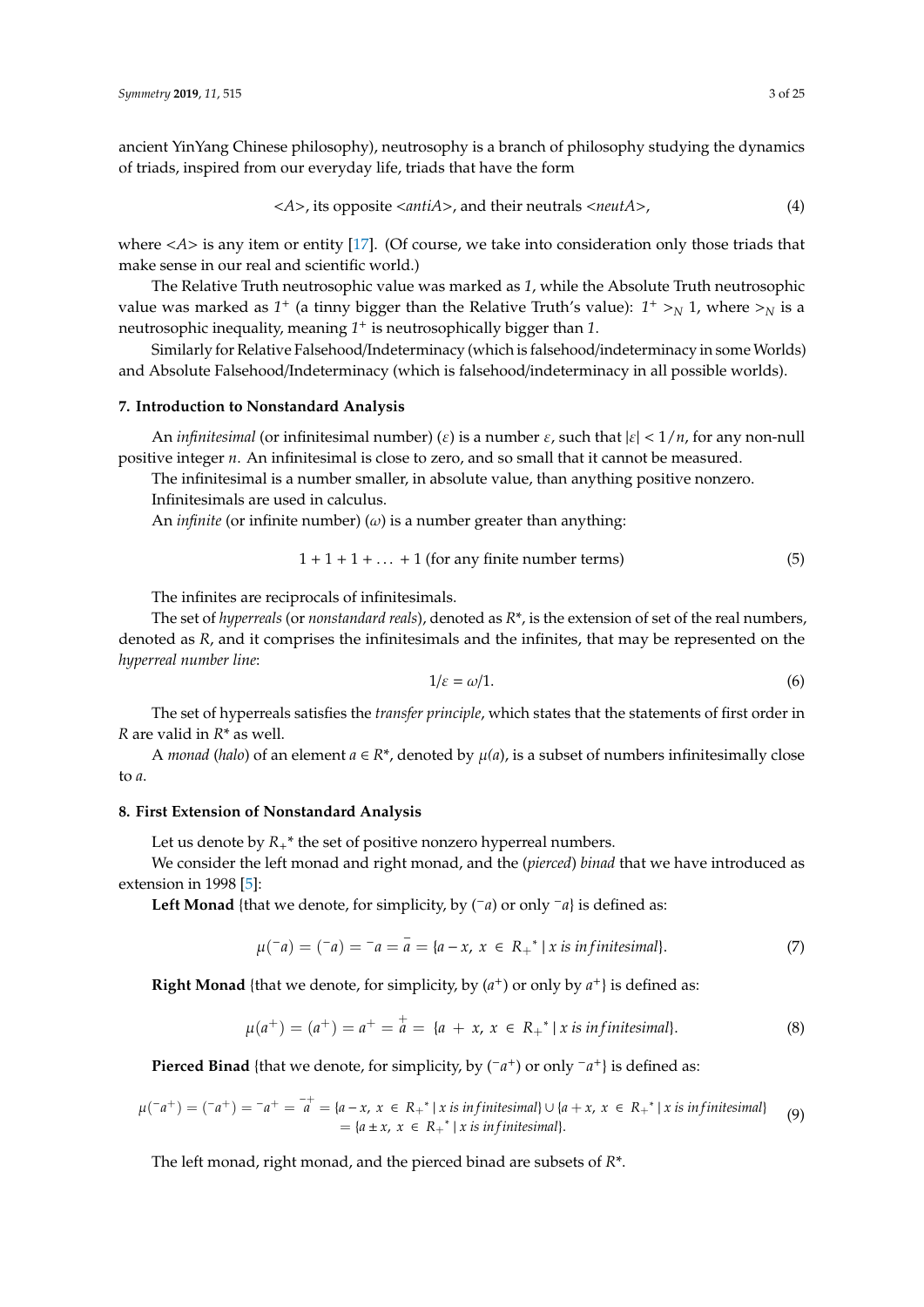ancient YinYang Chinese philosophy), neutrosophy is a branch of philosophy studying the dynamics of triads, inspired from our everyday life, triads that have the form

$$<A>, \text{ its opposite } <antiA>, \text{ and their neutrals } <neutA>, \tag{4}$$

where <A> is any item or entity [17]. (Of course, we take into consideration only those triads that make sense in our real and scientific world.)

The Relative Truth neutrosophic value was marked as *1*, while the Absolute Truth neutrosophic value was marked as $1^+$ (a tinny bigger than the Relative Truth's value): $1^+ >_N 1$, where $>_N$ is a neutrosophic inequality, meaning $1^+$ is neutrosophically bigger than *1*.

Similarly for Relative Falsehood/Indeterminacy (which is falsehood/indeterminacy in some Worlds) and Absolute Falsehood/Indeterminacy (which is falsehood/indeterminacy in all possible worlds).

## 7. Introduction to Nonstandard Analysis

An *infinitesimal* (or infinitesimal number) ($\varepsilon$) is a number $\varepsilon$, such that $|\varepsilon| < 1/n$, for any non-null positive integer $n$. An infinitesimal is close to zero, and so small that it cannot be measured.

The infinitesimal is a number smaller, in absolute value, than anything positive nonzero.

Infinitesimals are used in calculus.

An *infinite* (or infinite number) ($\omega$) is a number greater than anything:

$$1 + 1 + 1 + \ldots + 1 \text{ (for any finite number terms)} \tag{5}$$

The infinites are reciprocals of infinitesimals.

The set of *hyperreals* (or *nonstandard reals*), denoted as $R^*$, is the extension of set of the real numbers, denoted as $R$, and it comprises the infinitesimals and the infinites, that may be represented on the *hyperreal number line*:

$$1/\varepsilon = \omega/1. \tag{6}$$

The set of hyperreals satisfies the *transfer principle*, which states that the statements of first order in $R$ are valid in $R^*$ as well.

A *monad* (*halo*) of an element $a \in R^*$, denoted by $\mu(a)$, is a subset of numbers infinitesimally close to $a$.

## 8. First Extension of Nonstandard Analysis

Let us denote by $R_+{}^*$ the set of positive nonzero hyperreal numbers.

We consider the left monad and right monad, and the (*pierced*) *binad* that we have introduced as extension in 1998 [5]:

**Left Monad** {that we denote, for simplicity, by $({}^-a)$ or only ${}^-a$} is defined as:

$$\mu({}^-a) = ({}^-a) = {}^-a = \overset{-}{a} = \{a - x,\ x \in R_+{}^* \mid x \text{ is infinitesimal}\}. \tag{7}$$

**Right Monad** {that we denote, for simplicity, by $(a^+)$ or only by $a^+$} is defined as:

$$\mu(a^+) = (a^+) = a^+ = \overset{+}{a} = \{a + x,\ x \in R_+{}^* \mid x \text{ is infinitesimal}\}. \tag{8}$$

**Pierced Binad** {that we denote, for simplicity, by $({}^-a^+)$ or only ${}^-a^+$} is defined as:

$$\begin{aligned}\mu({}^-a^+) = ({}^-a^+) = {}^-a^+ = \overset{-+}{a} &= \{a - x,\ x \in R_+{}^* \mid x \text{ is infinitesimal}\} \cup \{a + x,\ x \in R_+{}^* \mid x \text{ is infinitesimal}\} \\ &= \{a \pm x,\ x \in R_+{}^* \mid x \text{ is infinitesimal}\}.\end{aligned} \tag{9}$$

The left monad, right monad, and the pierced binad are subsets of $R^*$.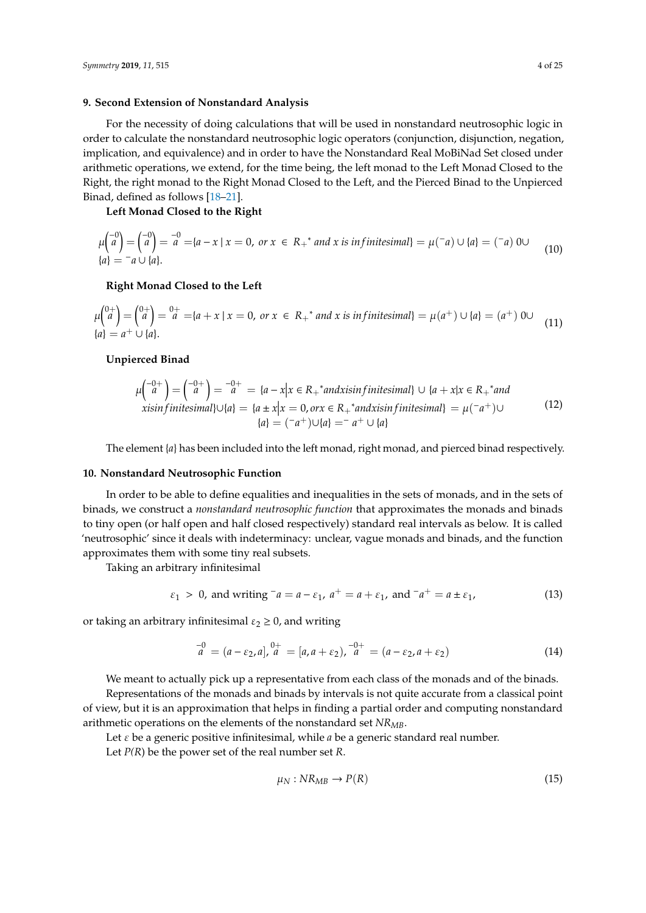## 9. Second Extension of Nonstandard Analysis

For the necessity of doing calculations that will be used in nonstandard neutrosophic logic in order to calculate the nonstandard neutrosophic logic operators (conjunction, disjunction, negation, implication, and equivalence) and in order to have the Nonstandard Real MoBiNad Set closed under arithmetic operations, we extend, for the time being, the left monad to the Left Monad Closed to the Right, the right monad to the Right Monad Closed to the Left, and the Pierced Binad to the Unpierced Binad, defined as follows [18–21].

**Left Monad Closed to the Right**

$$\mu\binom{-0}{a} = \binom{-0}{a} = \overset{-0}{a} = \{a - x \mid x = 0,\ or\ x \in R_+^* \ and\ x\ is\ infinitesimal\} = \mu({}^-a) \cup \{a\} = ({}^-a)\ 0 \cup \{a\} = {}^-a \cup \{a\}. \tag{10}$$

**Right Monad Closed to the Left**

$$\mu\binom{0+}{a} = \binom{0+}{a} = \overset{0+}{a} = \{a + x \mid x = 0,\ or\ x \in R_+^* \ and\ x\ is\ infinitesimal\} = \mu(a^+) \cup \{a\} = (a^+)\ 0 \cup \{a\} = a^+ \cup \{a\}. \tag{11}$$

**Unpierced Binad**

$$\mu\binom{-0+}{a} = \binom{-0+}{a} = \overset{-0+}{a} = \{a - x \big| x \in R_+^* and x is infinitesimal\} \cup \{a + x | x \in R_+^* and x is infinitesimal\} \cup \{a\} = \{a \pm x \big| x = 0, or x \in R_+^* and x is infinitesimal\} = \mu({}^-a^+) \cup \{a\} = ({}^-a^+) \cup \{a\} = {}^-a^+ \cup \{a\} \tag{12}$$

The element $\{a\}$ has been included into the left monad, right monad, and pierced binad respectively.

## 10. Nonstandard Neutrosophic Function

In order to be able to define equalities and inequalities in the sets of monads, and in the sets of binads, we construct a *nonstandard neutrosophic function* that approximates the monads and binads to tiny open (or half open and half closed respectively) standard real intervals as below. It is called 'neutrosophic' since it deals with indeterminacy: unclear, vague monads and binads, and the function approximates them with some tiny real subsets.

Taking an arbitrary infinitesimal

$$\varepsilon_1 > 0, \text{ and writing } {}^-a = a - \varepsilon_1,\ a^+ = a + \varepsilon_1, \text{ and } {}^-a^+ = a \pm \varepsilon_1, \tag{13}$$

or taking an arbitrary infinitesimal $\varepsilon_2 \geq 0$, and writing

$$\overset{-0}{a} = (a - \varepsilon_2, a],\ \overset{0+}{a} = [a, a + \varepsilon_2),\ \overset{-0+}{a} = (a - \varepsilon_2, a + \varepsilon_2) \tag{14}$$

We meant to actually pick up a representative from each class of the monads and of the binads.

Representations of the monads and binads by intervals is not quite accurate from a classical point of view, but it is an approximation that helps in finding a partial order and computing nonstandard arithmetic operations on the elements of the nonstandard set $NR_{MB}$.

Let $\varepsilon$ be a generic positive infinitesimal, while $a$ be a generic standard real number.

Let $P(R)$ be the power set of the real number set $R$.

$$\mu_N : NR_{MB} \to P(R) \tag{15}$$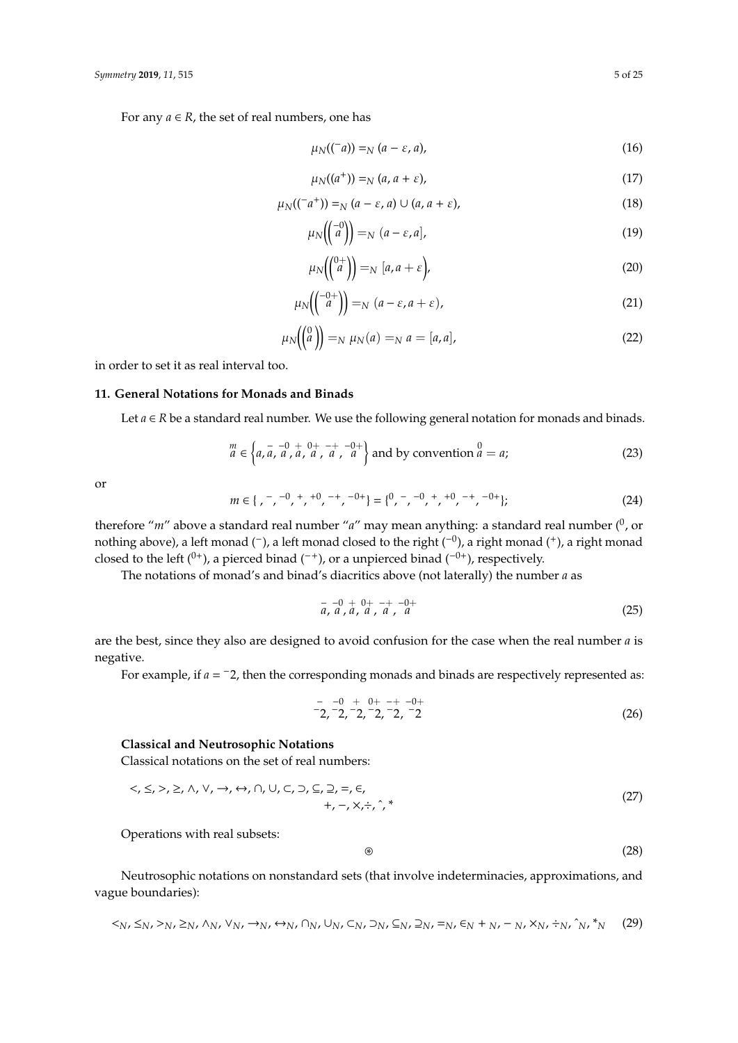For any $a \in R$, the set of real numbers, one has

$$\mu_N((^-a)) =_N (a - \varepsilon, a), \tag{16}$$

$$\mu_N((a^+)) =_N (a, a + \varepsilon), \tag{17}$$

$$\mu_N((^-a^+)) =_N (a - \varepsilon, a) \cup (a, a + \varepsilon), \tag{18}$$

$$\mu_N\left(\binom{-0}{a}\right) =_N (a - \varepsilon, a], \tag{19}$$

$$\mu_N\left(\binom{0+}{a}\right) =_N [a, a + \varepsilon), \tag{20}$$

$$\mu_N\left(\binom{-0+}{a}\right) =_N (a - \varepsilon, a + \varepsilon), \tag{21}$$

$$\mu_N\left(\binom{0}{a}\right) =_N \mu_N(a) =_N a = [a, a], \tag{22}$$

in order to set it as real interval too.

## 11. General Notations for Monads and Binads

Let $a \in R$ be a standard real number. We use the following general notation for monads and binads.

$$\overset{m}{a} \in \left\{ a, \overset{-}{a}, \overset{-0}{a}, \overset{+}{a}, \overset{0+}{a}, \overset{-+}{a}, \overset{-0+}{a} \right\} \text{ and by convention } \overset{0}{a} = a; \tag{23}$$

or

$$m \in \{\, , ^-, ^{-0}, ^+, ^{+0}, ^{-+}, ^{-0+}\} = \{^0, ^-, ^{-0}, ^+, ^{+0}, ^{-+}, ^{-0+}\}; \tag{24}$$

therefore "$m$" above a standard real number "$a$" may mean anything: a standard real number ($^0$, or nothing above), a left monad ($^-$), a left monad closed to the right ($^{-0}$), a right monad ($^+$), a right monad closed to the left ($^{0+}$), a pierced binad ($^{-+}$), or a unpierced binad ($^{-0+}$), respectively.

The notations of monad's and binad's diacritics above (not laterally) the number $a$ as

$$\overset{-}{a}, \overset{-0}{a}, \overset{+}{a}, \overset{0+}{a}, \overset{-+}{a}, \overset{-0+}{a} \tag{25}$$

are the best, since they also are designed to avoid confusion for the case when the real number $a$ is negative.

For example, if $a = {}^-2$, then the corresponding monads and binads are respectively represented as:

$$\overset{-}{^-2}, \overset{-0}{^-2}, \overset{+}{^-2}, \overset{0+}{^-2}, \overset{-+}{^-2}, \overset{-0+}{^-2} \tag{26}$$

**Classical and Neutrosophic Notations**

Classical notations on the set of real numbers:

$$<, \leq, >, \geq, \wedge, \vee, \rightarrow, \leftrightarrow, \cap, \cup, \subset, \supset, \subseteq, \supseteq, =, \in, \\ +, -, \times, \div, \hat{}, * \tag{27}$$

Operations with real subsets:

$$\circledast \tag{28}$$

Neutrosophic notations on nonstandard sets (that involve indeterminacies, approximations, and vague boundaries):

$$<_N, \leq_N, >_N, \geq_N, \wedge_N, \vee_N, \rightarrow_N, \leftrightarrow_N, \cap_N, \cup_N, \subset_N, \supset_N, \subseteq_N, \supseteq_N, =_N, \in_N +_N, -_N, \times_N, \div_N, \hat{}_N, *_N \tag{29}$$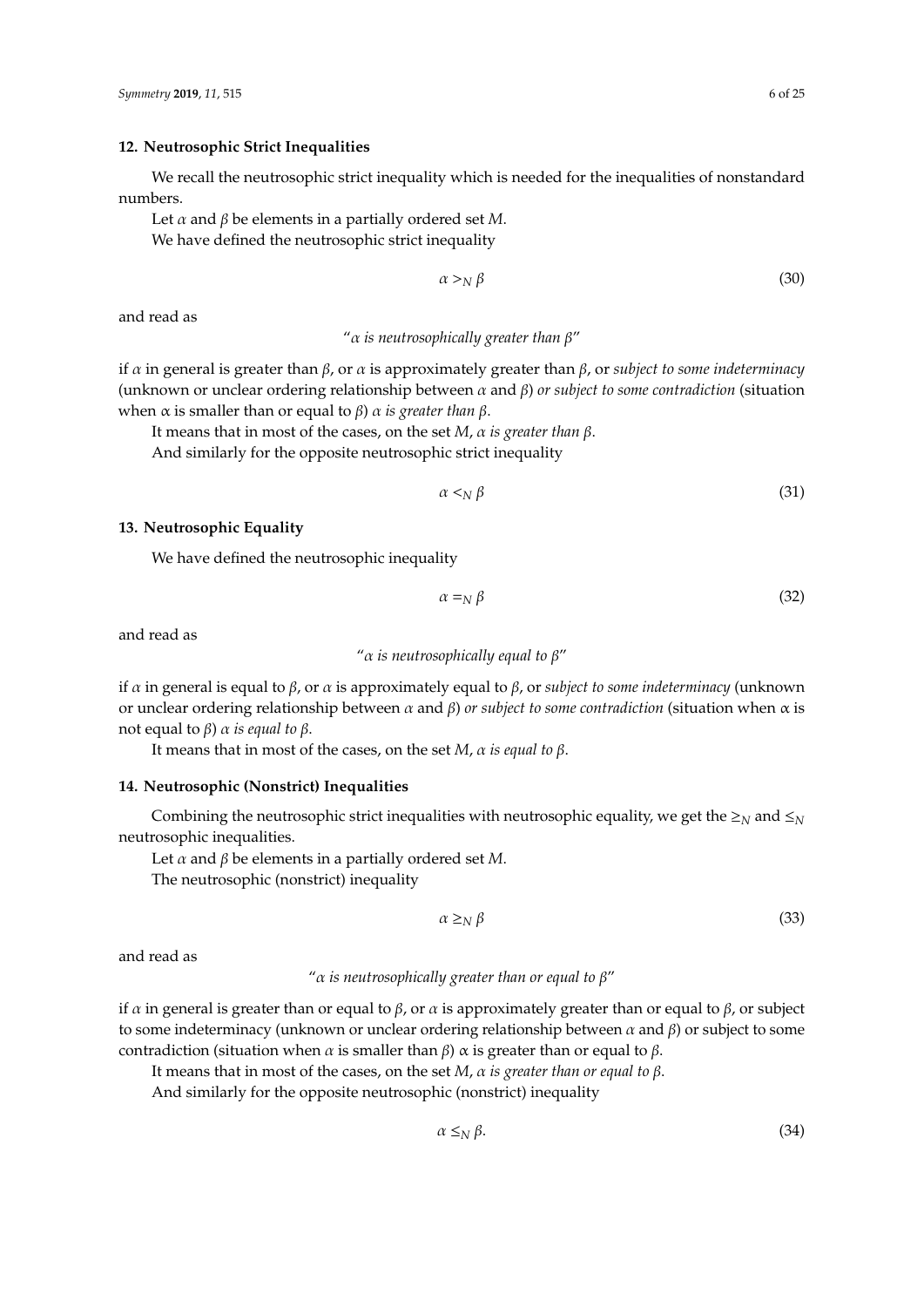## 12. Neutrosophic Strict Inequalities

We recall the neutrosophic strict inequality which is needed for the inequalities of nonstandard numbers.

Let $\alpha$ and $\beta$ be elements in a partially ordered set $M$.

We have defined the neutrosophic strict inequality

$$\alpha >_N \beta \tag{30}$$

and read as

"*$\alpha$ is neutrosophically greater than $\beta$*"

if $\alpha$ in general is greater than $\beta$, or $\alpha$ is approximately greater than $\beta$, or *subject to some indeterminacy* (unknown or unclear ordering relationship between $\alpha$ and $\beta$) *or subject to some contradiction* (situation when $\alpha$ is smaller than or equal to $\beta$) *$\alpha$ is greater than $\beta$*.

It means that in most of the cases, on the set $M$, *$\alpha$ is greater than $\beta$*.

And similarly for the opposite neutrosophic strict inequality

$$\alpha <_N \beta \tag{31}$$

## 13. Neutrosophic Equality

We have defined the neutrosophic inequality

$$\alpha =_N \beta \tag{32}$$

and read as

"*$\alpha$ is neutrosophically equal to $\beta$*"

if $\alpha$ in general is equal to $\beta$, or $\alpha$ is approximately equal to $\beta$, or *subject to some indeterminacy* (unknown or unclear ordering relationship between $\alpha$ and $\beta$) *or subject to some contradiction* (situation when $\alpha$ is not equal to $\beta$) *$\alpha$ is equal to $\beta$*.

It means that in most of the cases, on the set $M$, *$\alpha$ is equal to $\beta$*.

## 14. Neutrosophic (Nonstrict) Inequalities

Combining the neutrosophic strict inequalities with neutrosophic equality, we get the $\geq_N$ and $\leq_N$ neutrosophic inequalities.

Let $\alpha$ and $\beta$ be elements in a partially ordered set $M$.

The neutrosophic (nonstrict) inequality

$$\alpha \geq_N \beta \tag{33}$$

and read as

"*$\alpha$ is neutrosophically greater than or equal to $\beta$*"

if $\alpha$ in general is greater than or equal to $\beta$, or $\alpha$ is approximately greater than or equal to $\beta$, or subject to some indeterminacy (unknown or unclear ordering relationship between $\alpha$ and $\beta$) or subject to some contradiction (situation when $\alpha$ is smaller than $\beta$) $\alpha$ is greater than or equal to $\beta$.

It means that in most of the cases, on the set $M$, *$\alpha$ is greater than or equal to $\beta$*.

And similarly for the opposite neutrosophic (nonstrict) inequality

$$\alpha \leq_N \beta. \tag{34}$$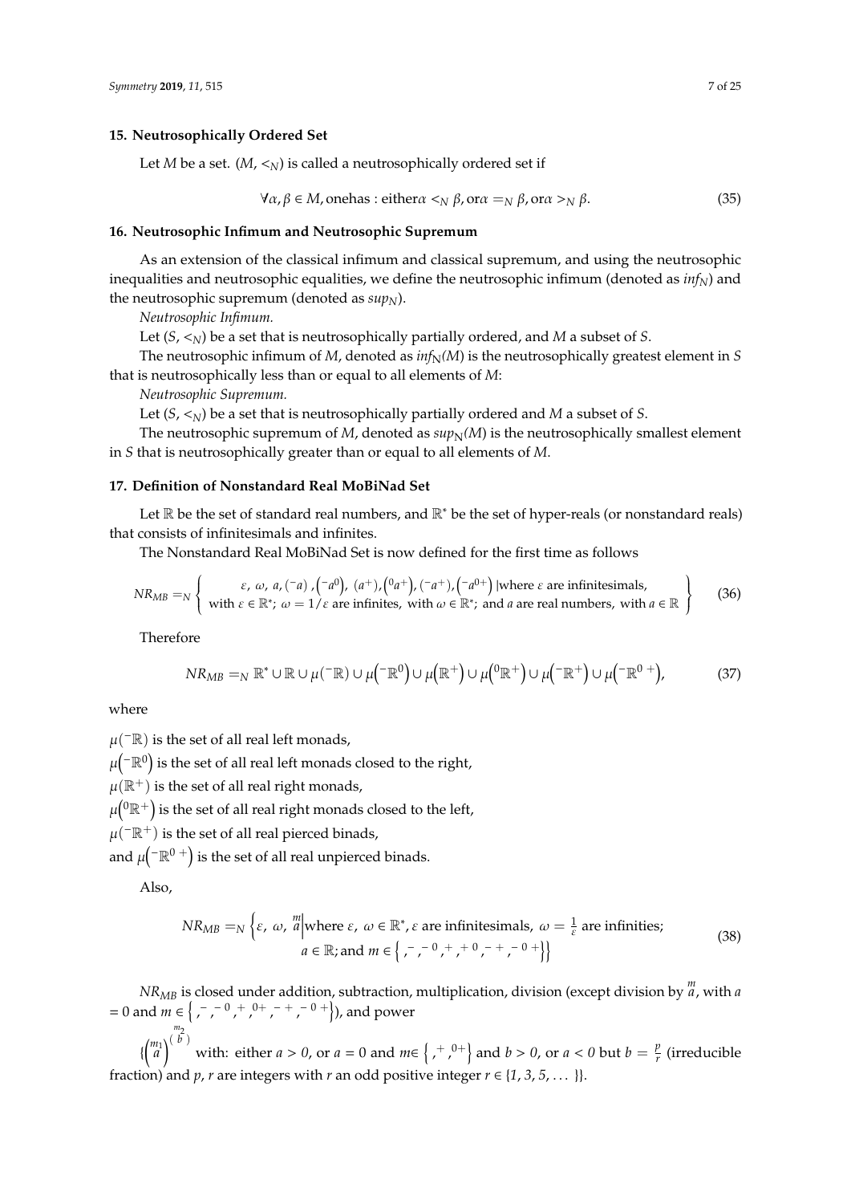## 15. Neutrosophically Ordered Set

Let $M$ be a set. $(M, <_N)$ is called a neutrosophically ordered set if

$$\forall \alpha, \beta \in M, \text{onehas : either} \alpha <_N \beta, \text{or} \alpha =_N \beta, \text{or} \alpha >_N \beta. \tag{35}$$

## 16. Neutrosophic Infimum and Neutrosophic Supremum

As an extension of the classical infimum and classical supremum, and using the neutrosophic inequalities and neutrosophic equalities, we define the neutrosophic infimum (denoted as $inf_N$) and the neutrosophic supremum (denoted as $sup_N$).

*Neutrosophic Infimum.*

Let $(S, <_N)$ be a set that is neutrosophically partially ordered, and $M$ a subset of $S$.

The neutrosophic infimum of $M$, denoted as $inf_N(M)$ is the neutrosophically greatest element in $S$ that is neutrosophically less than or equal to all elements of $M$:

*Neutrosophic Supremum.*

Let $(S, <_N)$ be a set that is neutrosophically partially ordered and $M$ a subset of $S$.

The neutrosophic supremum of $M$, denoted as $sup_N(M)$ is the neutrosophically smallest element in $S$ that is neutrosophically greater than or equal to all elements of $M$.

## 17. Definition of Nonstandard Real MoBiNad Set

Let $\mathbb{R}$ be the set of standard real numbers, and $\mathbb{R}^*$ be the set of hyper-reals (or nonstandard reals) that consists of infinitesimals and infinites.

The Nonstandard Real MoBiNad Set is now defined for the first time as follows

$$NR_{MB} =_N \left\{ \begin{array}{c} \varepsilon,\ \omega,\ a, ({}^{-}a), \left({}^{-}a^{0}\right),\ (a^{+}), \left({}^{0}a^{+}\right), ({}^{-}a^{+}), \left({}^{-}a^{0+}\right) \text{|where } \varepsilon \text{ are infinitesimals,} \\ \text{with } \varepsilon \in \mathbb{R}^*;\ \omega = 1/\varepsilon \text{ are infinites, with } \omega \in \mathbb{R}^*;\ \text{and } a \text{ are real numbers, with } a \in \mathbb{R} \end{array} \right\} \tag{36}$$

Therefore

$$NR_{MB} =_N \mathbb{R}^* \cup \mathbb{R} \cup \mu({}^{-}\mathbb{R}) \cup \mu\left({}^{-}\mathbb{R}^{0}\right) \cup \mu\left(\mathbb{R}^{+}\right) \cup \mu\left({}^{0}\mathbb{R}^{+}\right) \cup \mu\left({}^{-}\mathbb{R}^{+}\right) \cup \mu\left({}^{-}\mathbb{R}^{0\,+}\right), \tag{37}$$

where

$\mu({}^{-}\mathbb{R})$ is the set of all real left monads,

$\mu\left({}^{-}\mathbb{R}^{0}\right)$ is the set of all real left monads closed to the right,

$\mu(\mathbb{R}^{+})$ is the set of all real right monads,

$\mu\left({}^{0}\mathbb{R}^{+}\right)$ is the set of all real right monads closed to the left,

$\mu({}^{-}\mathbb{R}^{+})$ is the set of all real pierced binads,

and $\mu\left({}^{-}\mathbb{R}^{0\,+}\right)$ is the set of all real unpierced binads.

Also,

$$NR_{MB} =_N \left\{ \varepsilon,\ \omega,\ \overset{m}{a} \middle| \begin{array}{c} \text{where } \varepsilon,\ \omega \in \mathbb{R}^*, \varepsilon \text{ are infinitesimals, } \omega = \frac{1}{\varepsilon} \text{ are infinities;} \\ a \in \mathbb{R}; \text{and } m \in \left\{ ,^{-}, ^{-\,0}, ^{+}, ^{+\,0}, ^{-\,+}, ^{-\,0\,+} \right\} \end{array} \right\} \tag{38}$$

$NR_{MB}$ is closed under addition, subtraction, multiplication, division (except division by $\overset{m}{a}$, with $a = 0$ and $m \in \left\{ ,^{-}, ^{-\,0}, ^{+}, ^{0+}, ^{-\,+}, ^{-\,0\,+} \right\}$), and power

$\{ \left(\overset{m_1}{a}\right)^{\left(\overset{m_2}{b}\right)}$ with: either $a > 0$, or $a = 0$ and $m \in \left\{ ,^{+}, ^{0+} \right\}$ and $b > 0$, or $a < 0$ but $b = \frac{p}{r}$ (irreducible fraction) and $p$, $r$ are integers with $r$ an odd positive integer $r \in \{1, 3, 5, \ldots\}\}$.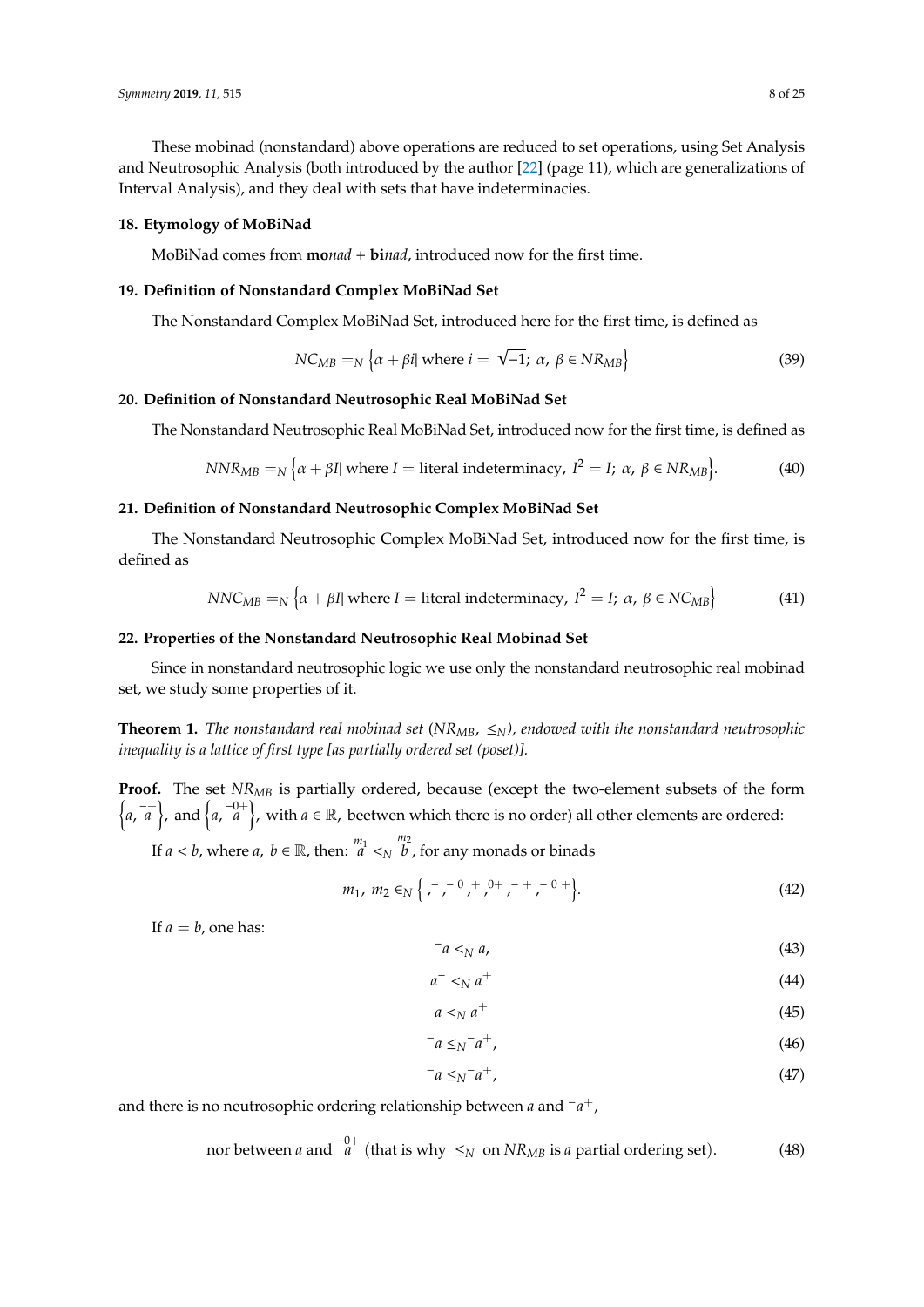These mobinad (nonstandard) above operations are reduced to set operations, using Set Analysis and Neutrosophic Analysis (both introduced by the author [22] (page 11), which are generalizations of Interval Analysis), and they deal with sets that have indeterminacies.

## 18. Etymology of MoBiNad

MoBiNad comes from **mo***nad* + **bi***nad*, introduced now for the first time.

## 19. Definition of Nonstandard Complex MoBiNad Set

The Nonstandard Complex MoBiNad Set, introduced here for the first time, is defined as

$$NC_{MB} =_N \left\{ \alpha + \beta i \middle| \text{ where } i = \sqrt{-1};\ \alpha,\ \beta \in NR_{MB} \right\} \tag{39}$$

## 20. Definition of Nonstandard Neutrosophic Real MoBiNad Set

The Nonstandard Neutrosophic Real MoBiNad Set, introduced now for the first time, is defined as

$$NNR_{MB} =_N \left\{ \alpha + \beta I \middle| \text{ where } I = \text{literal indeterminacy},\ I^2 = I;\ \alpha,\ \beta \in NR_{MB} \right\}. \tag{40}$$

## 21. Definition of Nonstandard Neutrosophic Complex MoBiNad Set

The Nonstandard Neutrosophic Complex MoBiNad Set, introduced now for the first time, is defined as

$$NNC_{MB} =_N \left\{ \alpha + \beta I \middle| \text{ where } I = \text{literal indeterminacy},\ I^2 = I;\ \alpha,\ \beta \in NC_{MB} \right\} \tag{41}$$

## 22. Properties of the Nonstandard Neutrosophic Real Mobinad Set

Since in nonstandard neutrosophic logic we use only the nonstandard neutrosophic real mobinad set, we study some properties of it.

**Theorem 1.** *The nonstandard real mobinad set ($NR_{MB}$, $\leq_N$), endowed with the nonstandard neutrosophic inequality is a lattice of first type [as partially ordered set (poset)].*

**Proof.** The set $NR_{MB}$ is partially ordered, because (except the two-element subsets of the form $\left\{ a, \overset{-+}{a} \right\}$, and $\left\{ a, \overset{-0+}{a} \right\}$, with $a \in \mathbb{R}$, beetwen which there is no order) all other elements are ordered:

If $a < b$, where $a,\ b \in \mathbb{R}$, then: $\overset{m_1}{a} <_N \overset{m_2}{b}$, for any monads or binads

$$m_1,\ m_2 \in_N \left\{ ,^-,^{-0},^+,^{0+},^{-+},^{-0+} \right\}. \tag{42}$$

If $a = b$, one has:

$$^{-}a <_N a, \tag{43}$$

$$a^- <_N a^+ \tag{44}$$

$$a <_N a^+ \tag{45}$$

$$^{-}a \leq_N {}^{-}a^+, \tag{46}$$

$$^{-}a \leq_N {}^{-}a^+, \tag{47}$$

and there is no neutrosophic ordering relationship between $a$ and $^{-}a^{+}$,

$$\text{nor between } a \text{ and } \overset{-0+}{a} \text{ (that is why } \leq_N \text{ on } NR_{MB} \text{ is } a \text{ partial ordering set)}. \tag{48}$$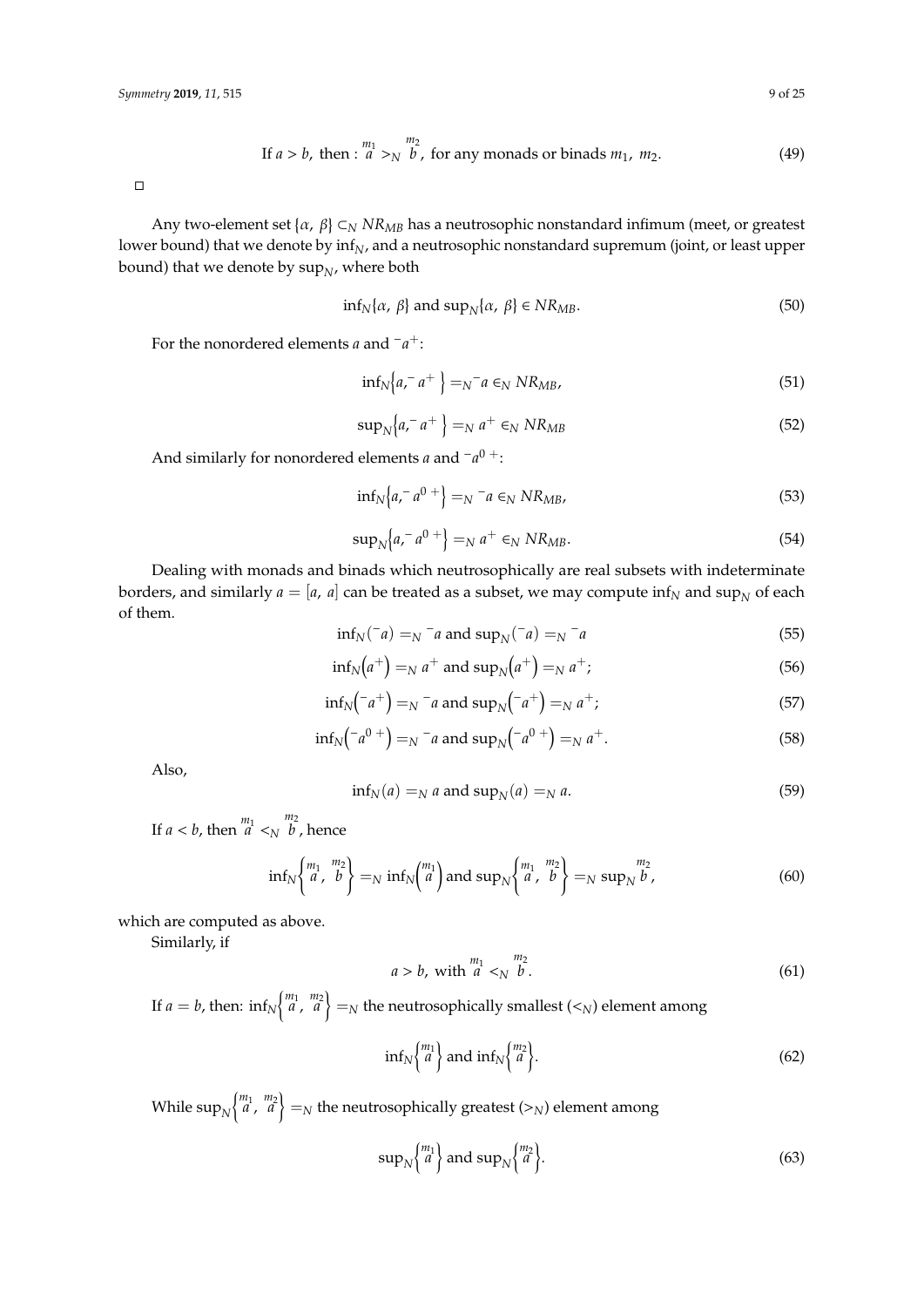$$\text{If } a > b, \text{ then}: \overset{m_1}{a} >_N \overset{m_2}{b}, \text{ for any monads or binads } m_1,\ m_2. \tag{49}$$

□

Any two-element set $\{\alpha,\ \beta\} \subset_N NR_{MB}$ has a neutrosophic nonstandard infimum (meet, or greatest lower bound) that we denote by $\inf_N$, and a neutrosophic nonstandard supremum (joint, or least upper bound) that we denote by $\sup_N$, where both

$$\inf_N\{\alpha,\ \beta\} \text{ and } \sup_N\{\alpha,\ \beta\} \in NR_{MB}. \tag{50}$$

For the nonordered elements $a$ and ${}^{-}a^{+}$:

$$\inf_N\left\{a, {}^{-}a^{+}\right\} =_N {}^{-}a \in_N NR_{MB}, \tag{51}$$

$$\sup_N\left\{a, {}^{-}a^{+}\right\} =_N a^{+} \in_N NR_{MB} \tag{52}$$

And similarly for nonordered elements $a$ and ${}^{-}a^{0\,+}$:

$$\inf_N\left\{a, {}^{-}a^{0\,+}\right\} =_N {}^{-}a \in_N NR_{MB}, \tag{53}$$

$$\sup_N\left\{a, {}^{-}a^{0\,+}\right\} =_N a^{+} \in_N NR_{MB}. \tag{54}$$

Dealing with monads and binads which neutrosophically are real subsets with indeterminate borders, and similarly $a = [a,\ a]$ can be treated as a subset, we may compute $\inf_N$ and $\sup_N$ of each of them.

$$\inf_N({}^{-}a) =_N {}^{-}a \text{ and } \sup_N({}^{-}a) =_N {}^{-}a \tag{55}$$

$$\inf_N\left(a^{+}\right) =_N a^{+} \text{ and } \sup_N\left(a^{+}\right) =_N a^{+}; \tag{56}$$

$$\inf_N\left({}^{-}a^{+}\right) =_N {}^{-}a \text{ and } \sup_N\left({}^{-}a^{+}\right) =_N a^{+}; \tag{57}$$

$$\inf_N\left({}^{-}a^{0\,+}\right) =_N {}^{-}a \text{ and } \sup_N\left({}^{-}a^{0\,+}\right) =_N a^{+}. \tag{58}$$

Also,

$$\inf_N(a) =_N a \text{ and } \sup_N(a) =_N a. \tag{59}$$

If $a < b$, then $\overset{m_1}{a} <_N \overset{m_2}{b}$, hence

$$\inf_N\left\{\overset{m_1}{a},\ \overset{m_2}{b}\right\} =_N \inf_N\left(\overset{m_1}{a}\right) \text{ and } \sup_N\left\{\overset{m_1}{a},\ \overset{m_2}{b}\right\} =_N \sup_N \overset{m_2}{b}, \tag{60}$$

which are computed as above.

Similarly, if

$$a > b, \text{ with } \overset{m_1}{a} <_N \overset{m_2}{b}. \tag{61}$$

If $a = b$, then: $\inf_N\left\{\overset{m_1}{a},\ \overset{m_2}{a}\right\} =_N$ the neutrosophically smallest ($<_N$) element among

$$\inf_N\left\{\overset{m_1}{a}\right\} \text{ and } \inf_N\left\{\overset{m_2}{a}\right\}. \tag{62}$$

While $\sup_N\left\{\overset{m_1}{a},\ \overset{m_2}{a}\right\} =_N$ the neutrosophically greatest ($>_N$) element among

$$\sup_N\left\{\overset{m_1}{a}\right\} \text{ and } \sup_N\left\{\overset{m_2}{a}\right\}. \tag{63}$$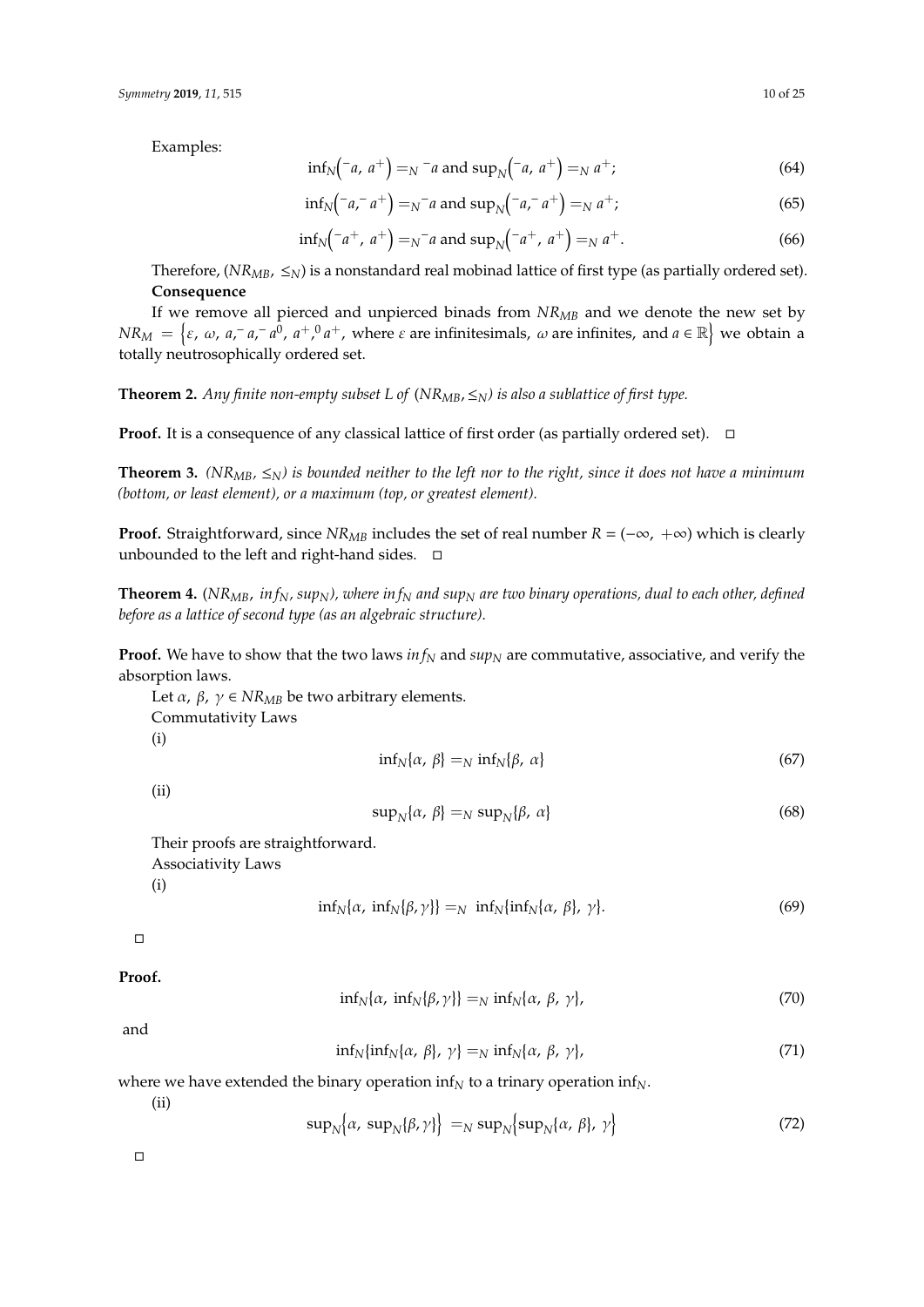Examples:

$$\inf_N\left({}^{-}a,\ a^{+}\right) =_N {}^{-}a \text{ and } \sup_N\left({}^{-}a,\ a^{+}\right) =_N a^{+}; \tag{64}$$

$$\inf_N\left({}^{-}a, {}^{-}a^{+}\right) =_N {}^{-}a \text{ and } \sup_N\left({}^{-}a, {}^{-}a^{+}\right) =_N a^{+}; \tag{65}$$

$$\inf_N\left({}^{-}a^{+},\ a^{+}\right) =_N {}^{-}a \text{ and } \sup_N\left({}^{-}a^{+},\ a^{+}\right) =_N a^{+}. \tag{66}$$

Therefore, $(NR_{MB},\ \leq_N)$ is a nonstandard real mobinad lattice of first type (as partially ordered set).

**Consequence**

If we remove all pierced and unpierced binads from $NR_{MB}$ and we denote the new set by $NR_M = \left\{\varepsilon,\ \omega,\ a, {}^{-}a, {}^{-}a^{0},\ a^{+}, {}^{0}a^{+},\ \text{where } \varepsilon \text{ are infinitesimals, } \omega \text{ are infinites, and } a \in \mathbb{R}\right\}$ we obtain a totally neutrosophically ordered set.

**Theorem 2.** *Any finite non-empty subset L of $(NR_{MB}, \leq_N)$ is also a sublattice of first type.*

**Proof.** It is a consequence of any classical lattice of first order (as partially ordered set). □

**Theorem 3.** *$(NR_{MB}, \leq_N)$ is bounded neither to the left nor to the right, since it does not have a minimum (bottom, or least element), or a maximum (top, or greatest element).*

**Proof.** Straightforward, since $NR_{MB}$ includes the set of real number $R = (-\infty,\ +\infty)$ which is clearly unbounded to the left and right-hand sides. □

**Theorem 4.** *$(NR_{MB},\ inf_N,\ sup_N)$, where $inf_N$ and $sup_N$ are two binary operations, dual to each other, defined before as a lattice of second type (as an algebraic structure).*

**Proof.** We have to show that the two laws $inf_N$ and $sup_N$ are commutative, associative, and verify the absorption laws.

Let $\alpha,\ \beta,\ \gamma \in NR_{MB}$ be two arbitrary elements.

Commutativity Laws

(i)

$$\inf_N\{\alpha,\ \beta\} =_N \inf_N\{\beta,\ \alpha\} \tag{67}$$

(ii)

$$\sup_N\{\alpha,\ \beta\} =_N \sup_N\{\beta,\ \alpha\} \tag{68}$$

Their proofs are straightforward.

Associativity Laws

(i)

$$\inf_N\{\alpha,\ \inf_N\{\beta, \gamma\}\} =_N \inf_N\{\inf_N\{\alpha,\ \beta\},\ \gamma\}. \tag{69}$$

□

**Proof.**

$$\inf_N\{\alpha,\ \inf_N\{\beta, \gamma\}\} =_N \inf_N\{\alpha,\ \beta,\ \gamma\}, \tag{70}$$

and

$$\inf_N\{\inf_N\{\alpha,\ \beta\},\ \gamma\} =_N \inf_N\{\alpha,\ \beta,\ \gamma\}, \tag{71}$$

where we have extended the binary operation $\inf_N$ to a trinary operation $\inf_N$.

(ii)

$$\sup_N\left\{\alpha,\ \sup_N\{\beta, \gamma\}\right\} =_N \sup_N\left\{\sup_N\{\alpha,\ \beta\},\ \gamma\right\} \tag{72}$$

□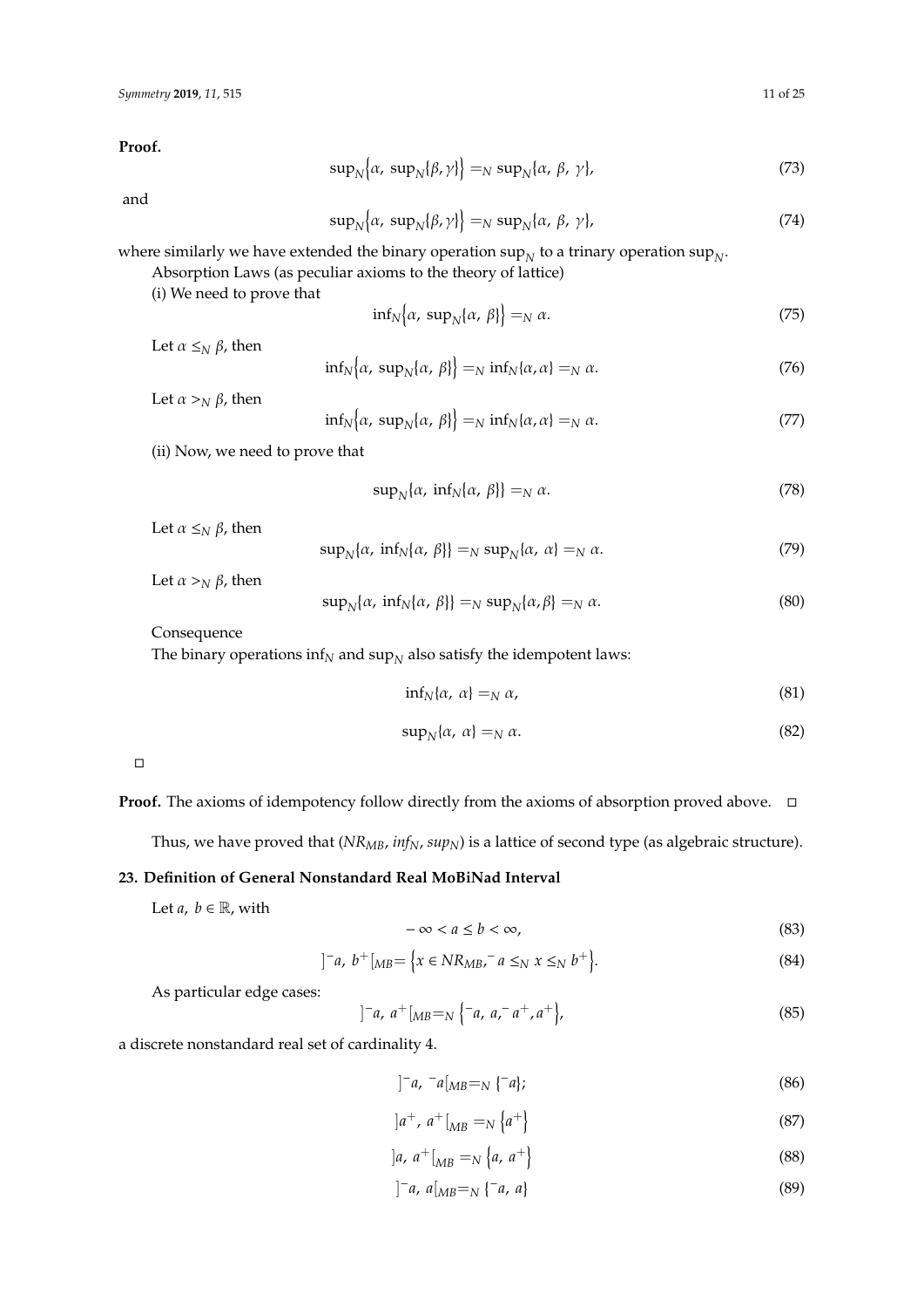**Proof.**

$$\sup_N\left\{\alpha,\ \sup_N\{\beta,\gamma\}\right\} =_N \sup_N\{\alpha,\ \beta,\ \gamma\}, \tag{73}$$

and

$$\sup_N\left\{\alpha,\ \sup_N\{\beta,\gamma\}\right\} =_N \sup_N\{\alpha,\ \beta,\ \gamma\}, \tag{74}$$

where similarly we have extended the binary operation $\sup_N$ to a trinary operation $\sup_N$.

Absorption Laws (as peculiar axioms to the theory of lattice)

(i) We need to prove that

$$\inf_N\left\{\alpha,\ \sup_N\{\alpha,\ \beta\}\right\} =_N \alpha. \tag{75}$$

Let $\alpha \leq_N \beta$, then

$$\inf_N\left\{\alpha,\ \sup_N\{\alpha,\ \beta\}\right\} =_N \inf_N\{\alpha,\alpha\} =_N \alpha. \tag{76}$$

Let $\alpha >_N \beta$, then

$$\inf_N\left\{\alpha,\ \sup_N\{\alpha,\ \beta\}\right\} =_N \inf_N\{\alpha,\alpha\} =_N \alpha. \tag{77}$$

(ii) Now, we need to prove that

$$\sup_N\{\alpha,\ \inf_N\{\alpha,\ \beta\}\} =_N \alpha. \tag{78}$$

Let $\alpha \leq_N \beta$, then

$$\sup_N\{\alpha,\ \inf_N\{\alpha,\ \beta\}\} =_N \sup_N\{\alpha,\ \alpha\} =_N \alpha. \tag{79}$$

Let $\alpha >_N \beta$, then

$$\sup_N\{\alpha,\ \inf_N\{\alpha,\ \beta\}\} =_N \sup_N\{\alpha,\beta\} =_N \alpha. \tag{80}$$

Consequence

The binary operations $\inf_N$ and $\sup_N$ also satisfy the idempotent laws:

$$\inf_N\{\alpha,\ \alpha\} =_N \alpha, \tag{81}$$

$$\sup_N\{\alpha,\ \alpha\} =_N \alpha. \tag{82}$$

□

**Proof.** The axioms of idempotency follow directly from the axioms of absorption proved above. □

Thus, we have proved that ($NR_{MB}$, $inf_N$, $sup_N$) is a lattice of second type (as algebraic structure).

## 23. Definition of General Nonstandard Real MoBiNad Interval

Let $a,\ b \in \mathbb{R}$, with

$$-\infty < a \leq b < \infty, \tag{83}$$

$$]^{-}a,\ b^{+}[_{MB} = \left\{x \in NR_{MB},{}^{-}a \leq_N x \leq_N b^{+}\right\}. \tag{84}$$

As particular edge cases:

$$]^{-}a,\ a^{+}[_{MB} =_N \left\{{}^{-}a,\ a,{}^{-}a^{+}, a^{+}\right\}, \tag{85}$$

a discrete nonstandard real set of cardinality 4.

$$]^{-}a,\ {}^{-}a[_{MB} =_N \{{}^{-}a\}; \tag{86}$$

$$]a^{+},\ a^{+}[_{MB} =_N \left\{a^{+}\right\} \tag{87}$$

$$]a,\ a^{+}[_{MB} =_N \left\{a,\ a^{+}\right\} \tag{88}$$

$$]^{-}a,\ a[_{MB} =_N \{{}^{-}a,\ a\} \tag{89}$$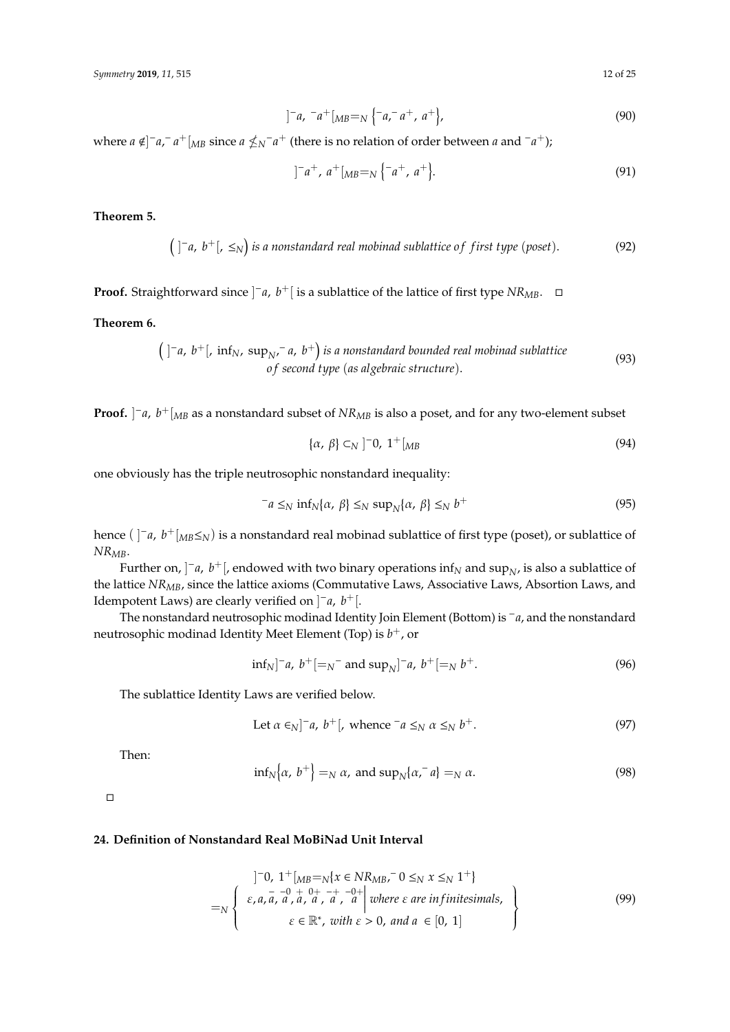$$]^{-}a,\ {}^{-}a^{+}[_{MB} =_N \left\{ {}^{-}a, {}^{-}a^{+},\ a^{+} \right\}, \tag{90}$$

where $a \notin ]^{-}a, {}^{-}a^{+}[_{MB}$ since $a \nleq_N {}^{-}a^{+}$ (there is no relation of order between $a$ and ${}^{-}a^{+}$);

$$]^{-}a^{+},\ a^{+}[_{MB} =_N \left\{ {}^{-}a^{+},\ a^{+} \right\}. \tag{91}$$

**Theorem 5.**

$$\left( ]^{-}a,\ b^{+}[,\ \leq_N \right) \textit{ is a nonstandard real mobinad sublattice of first type (poset).} \tag{92}$$

**Proof.** Straightforward since $]^{-}a,\ b^{+}[$ is a sublattice of the lattice of first type $NR_{MB}$. □

**Theorem 6.**

$$\left( ]^{-}a,\ b^{+}[,\ \inf_N,\ \sup_N, {}^{-}a,\ b^{+} \right) \textit{ is a nonstandard bounded real mobinad sublattice of second type (as algebraic structure).} \tag{93}$$

**Proof.** $]^{-}a,\ b^{+}[_{MB}$ as a nonstandard subset of $NR_{MB}$ is also a poset, and for any two-element subset

$$\{\alpha,\ \beta\} \subset_N ]^{-}0,\ 1^{+}[_{MB} \tag{94}$$

one obviously has the triple neutrosophic nonstandard inequality:

$${}^{-}a \leq_N \inf_N\{\alpha,\ \beta\} \leq_N \sup_N\{\alpha,\ \beta\} \leq_N b^{+} \tag{95}$$

hence $( ]^{-}a,\ b^{+}[_{MB} \leq_N)$ is a nonstandard real mobinad sublattice of first type (poset), or sublattice of $NR_{MB}$.

Further on, $]^{-}a,\ b^{+}[$, endowed with two binary operations $\inf_N$ and $\sup_N$, is also a sublattice of the lattice $NR_{MB}$, since the lattice axioms (Commutative Laws, Associative Laws, Absortion Laws, and Idempotent Laws) are clearly verified on $]^{-}a,\ b^{+}[$.

The nonstandard neutrosophic modinad Identity Join Element (Bottom) is ${}^{-}a$, and the nonstandard neutrosophic modinad Identity Meet Element (Top) is $b^{+}$, or

$$\inf_N ]^{-}a,\ b^{+}[ =_N {}^{-} \text{ and } \sup_N ]^{-}a,\ b^{+}[ =_N b^{+}. \tag{96}$$

The sublattice Identity Laws are verified below.

$$\text{Let } \alpha \in_N ]^{-}a,\ b^{+}[, \text{ whence } {}^{-}a \leq_N \alpha \leq_N b^{+}. \tag{97}$$

Then:

$$\inf_N\left\{\alpha,\ b^{+}\right\} =_N \alpha, \text{ and } \sup_N\{\alpha, {}^{-}a\} =_N \alpha. \tag{98}$$

□

## 24. Definition of Nonstandard Real MoBiNad Unit Interval

$$]^{-}0,\ 1^{+}[_{MB} =_N \{x \in NR_{MB}, {}^{-}0 \leq_N x \leq_N 1^{+}\}$$
$$=_N \left\{ \begin{array}{c} \varepsilon, a, \overset{-}{a}, \overset{-0}{a}, \overset{+}{a}, \overset{0+}{a}, \overset{-+}{a}, \overset{-0+}{a} \middle| \textit{ where } \varepsilon \textit{ are infinitesimals}, \\ \varepsilon \in \mathbb{R}^*, \textit{ with } \varepsilon > 0, \textit{ and } a \in [0,\ 1] \end{array} \right\} \tag{99}$$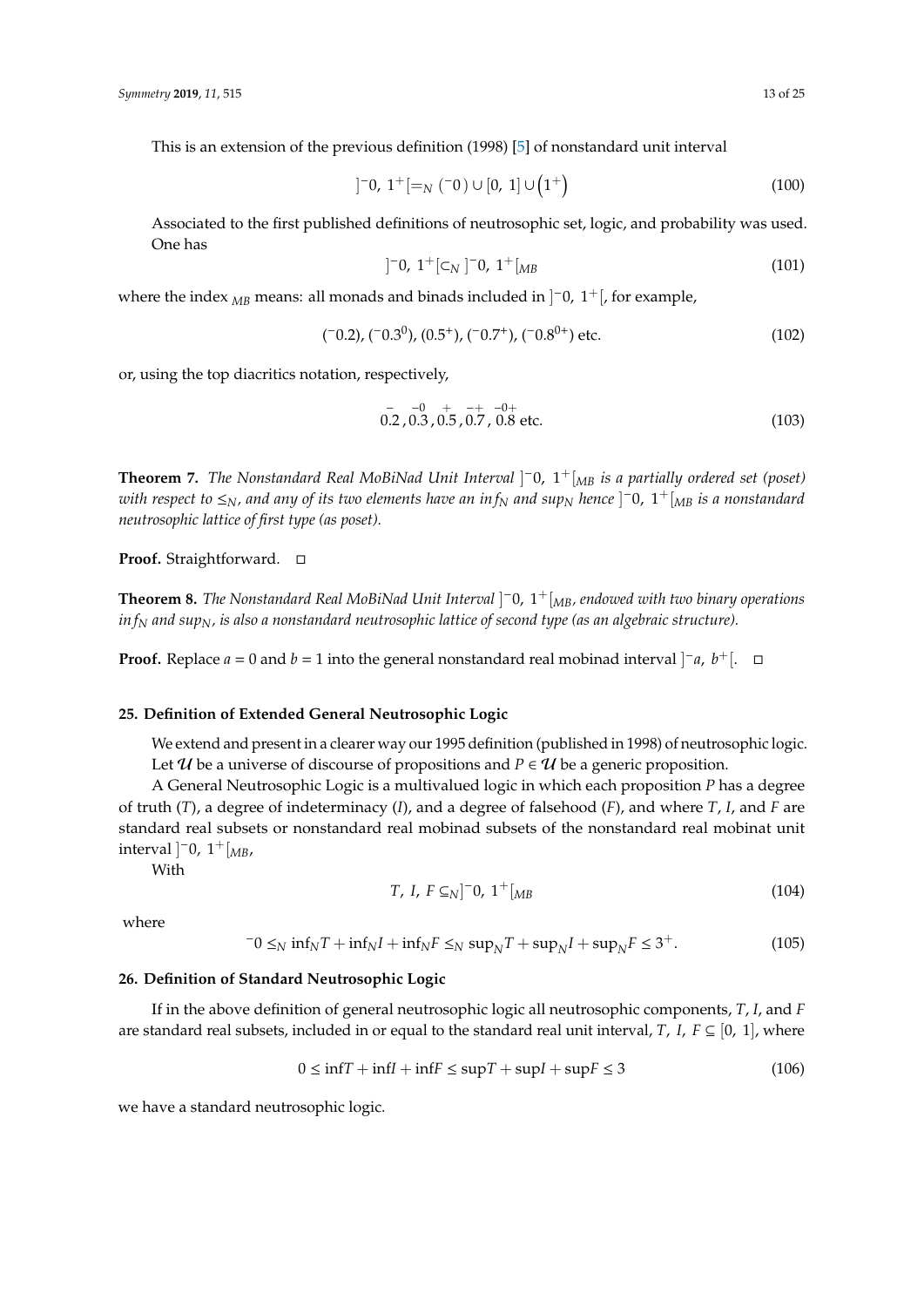This is an extension of the previous definition (1998) [5] of nonstandard unit interval

$$]^{-}0,\ 1^{+}[ =_N (^{-}0) \cup [0,\ 1] \cup \left(1^{+}\right) \tag{100}$$

Associated to the first published definitions of neutrosophic set, logic, and probability was used. One has

$$]^{-}0,\ 1^{+}[ \subset_N\ ]^{-}0,\ 1^{+}[_{MB} \tag{101}$$

where the index $_{MB}$ means: all monads and binads included in $]^{-}0,\ 1^{+}[$, for example,

$$(^{-}0.2),\ (^{-}0.3^{0}),\ (0.5^{+}),\ (^{-}0.7^{+}),\ (^{-}0.8^{0+})\ \text{etc.} \tag{102}$$

or, using the top diacritics notation, respectively,

$$\overset{-}{0.2},\ \overset{-0}{0.3},\ \overset{+}{0.5},\ \overset{-+}{0.7},\ \overset{-0+}{0.8}\ \text{etc.} \tag{103}$$

**Theorem 7.** *The Nonstandard Real MoBiNad Unit Interval* $]^{-}0,\ 1^{+}[_{MB}$ *is a partially ordered set (poset) with respect to* $\leq_N$*, and any of its two elements have an* $inf_N$ *and* $sup_N$ *hence* $]^{-}0,\ 1^{+}[_{MB}$ *is a nonstandard neutrosophic lattice of first type (as poset).*

**Proof.** Straightforward. □

**Theorem 8.** *The Nonstandard Real MoBiNad Unit Interval* $]^{-}0,\ 1^{+}[_{MB}$*, endowed with two binary operations* $inf_N$ *and* $sup_N$*, is also a nonstandard neutrosophic lattice of second type (as an algebraic structure).*

**Proof.** Replace $a = 0$ and $b = 1$ into the general nonstandard real mobinad interval $]^{-}a,\ b^{+}[$. □

## 25. Definition of Extended General Neutrosophic Logic

We extend and present in a clearer way our 1995 definition (published in 1998) of neutrosophic logic.

Let $\mathcal{U}$ be a universe of discourse of propositions and $P \in \mathcal{U}$ be a generic proposition.

A General Neutrosophic Logic is a multivalued logic in which each proposition $P$ has a degree of truth ($T$), a degree of indeterminacy ($I$), and a degree of falsehood ($F$), and where $T$, $I$, and $F$ are standard real subsets or nonstandard real mobinad subsets of the nonstandard real mobinat unit interval $]^{-}0,\ 1^{+}[_{MB}$,

With

$$T,\ I,\ F \subseteq_N ]^{-}0,\ 1^{+}[_{MB} \tag{104}$$

where

$$^{-}0 \leq_N \inf_N T + \inf_N I + \inf_N F \leq_N \sup_N T + \sup_N I + \sup_N F \leq 3^{+}. \tag{105}$$

## 26. Definition of Standard Neutrosophic Logic

If in the above definition of general neutrosophic logic all neutrosophic components, $T$, $I$, and $F$ are standard real subsets, included in or equal to the standard real unit interval, $T,\ I,\ F \subseteq [0,\ 1]$, where

$$0 \leq \inf T + \inf I + \inf F \leq \sup T + \sup I + \sup F \leq 3 \tag{106}$$

we have a standard neutrosophic logic.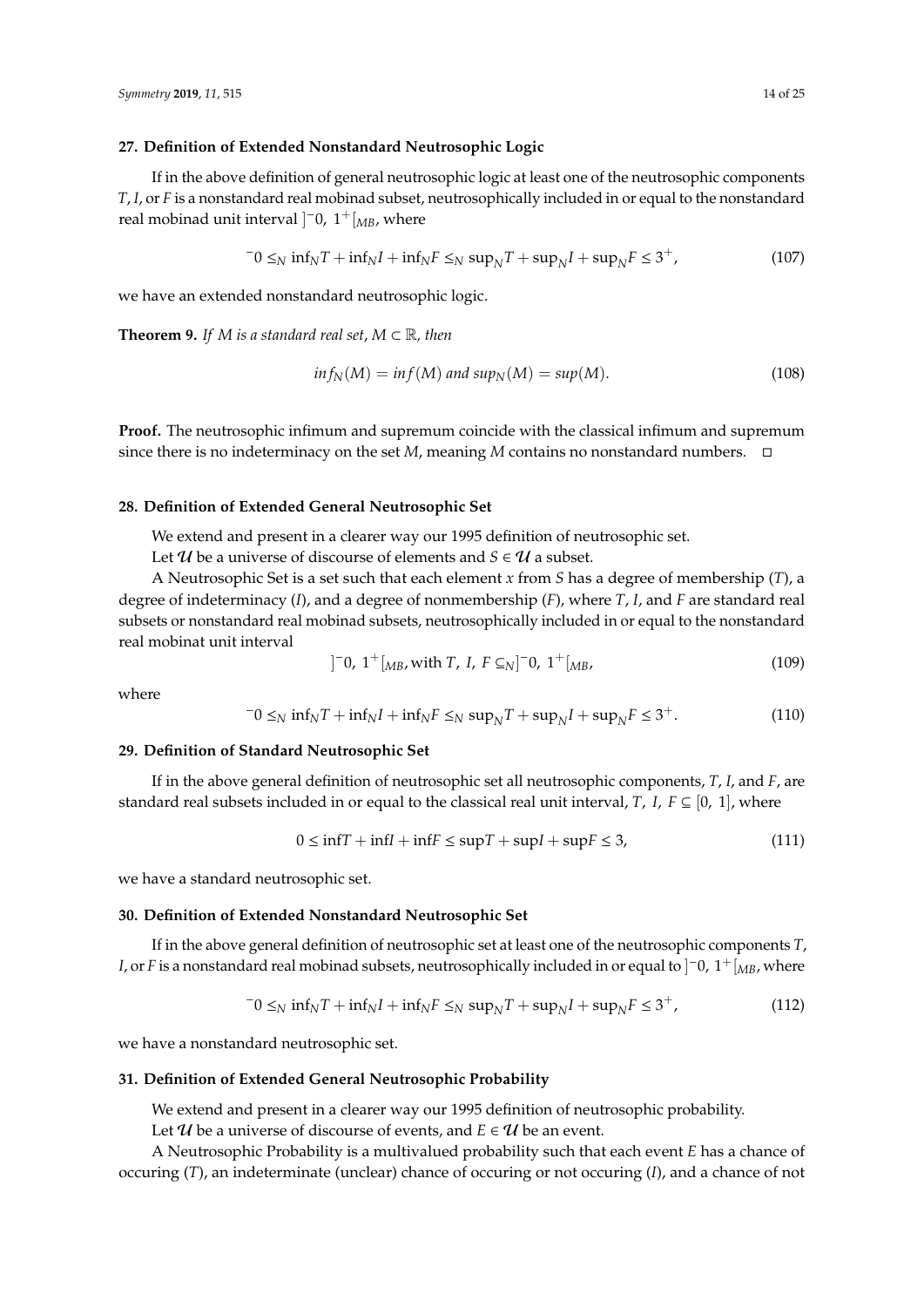### 27. Definition of Extended Nonstandard Neutrosophic Logic

If in the above definition of general neutrosophic logic at least one of the neutrosophic components $T$, $I$, or $F$ is a nonstandard real mobinad subset, neutrosophically included in or equal to the nonstandard real mobinad unit interval $]^{-}0,\ 1^{+}[_{MB}$, where

$$^{-}0 \leq_N \inf_N T + \inf_N I + \inf_N F \leq_N \sup_N T + \sup_N I + \sup_N F \leq 3^{+}, \tag{107}$$

we have an extended nonstandard neutrosophic logic.

**Theorem 9.** *If $M$ is a standard real set, $M \subset \mathbb{R}$, then*

$$inf_N(M) = inf(M) \text{ and } sup_N(M) = sup(M). \tag{108}$$

**Proof.** The neutrosophic infimum and supremum coincide with the classical infimum and supremum since there is no indeterminacy on the set $M$, meaning $M$ contains no nonstandard numbers. □

### 28. Definition of Extended General Neutrosophic Set

We extend and present in a clearer way our 1995 definition of neutrosophic set.

Let $\mathcal{U}$ be a universe of discourse of elements and $S \in \mathcal{U}$ a subset.

A Neutrosophic Set is a set such that each element $x$ from $S$ has a degree of membership ($T$), a degree of indeterminacy ($I$), and a degree of nonmembership ($F$), where $T$, $I$, and $F$ are standard real subsets or nonstandard real mobinad subsets, neutrosophically included in or equal to the nonstandard real mobinat unit interval

$$]^{-}0,\ 1^{+}[_{MB}, \text{with } T,\ I,\ F \subseteq_N ]^{-}0,\ 1^{+}[_{MB}, \tag{109}$$

where

$$^{-}0 \leq_N \inf_N T + \inf_N I + \inf_N F \leq_N \sup_N T + \sup_N I + \sup_N F \leq 3^{+}. \tag{110}$$

### 29. Definition of Standard Neutrosophic Set

If in the above general definition of neutrosophic set all neutrosophic components, $T$, $I$, and $F$, are standard real subsets included in or equal to the classical real unit interval, $T,\ I,\ F \subseteq [0,\ 1]$, where

$$0 \leq \inf T + \inf I + \inf F \leq \sup T + \sup I + \sup F \leq 3, \tag{111}$$

we have a standard neutrosophic set.

### 30. Definition of Extended Nonstandard Neutrosophic Set

If in the above general definition of neutrosophic set at least one of the neutrosophic components $T$, $I$, or $F$ is a nonstandard real mobinad subsets, neutrosophically included in or equal to $]^{-}0,\ 1^{+}[_{MB}$, where

$$^{-}0 \leq_N \inf_N T + \inf_N I + \inf_N F \leq_N \sup_N T + \sup_N I + \sup_N F \leq 3^{+}, \tag{112}$$

we have a nonstandard neutrosophic set.

### 31. Definition of Extended General Neutrosophic Probability

We extend and present in a clearer way our 1995 definition of neutrosophic probability.

Let $\mathcal{U}$ be a universe of discourse of events, and $E \in \mathcal{U}$ be an event.

A Neutrosophic Probability is a multivalued probability such that each event $E$ has a chance of occuring ($T$), an indeterminate (unclear) chance of occuring or not occuring ($I$), and a chance of not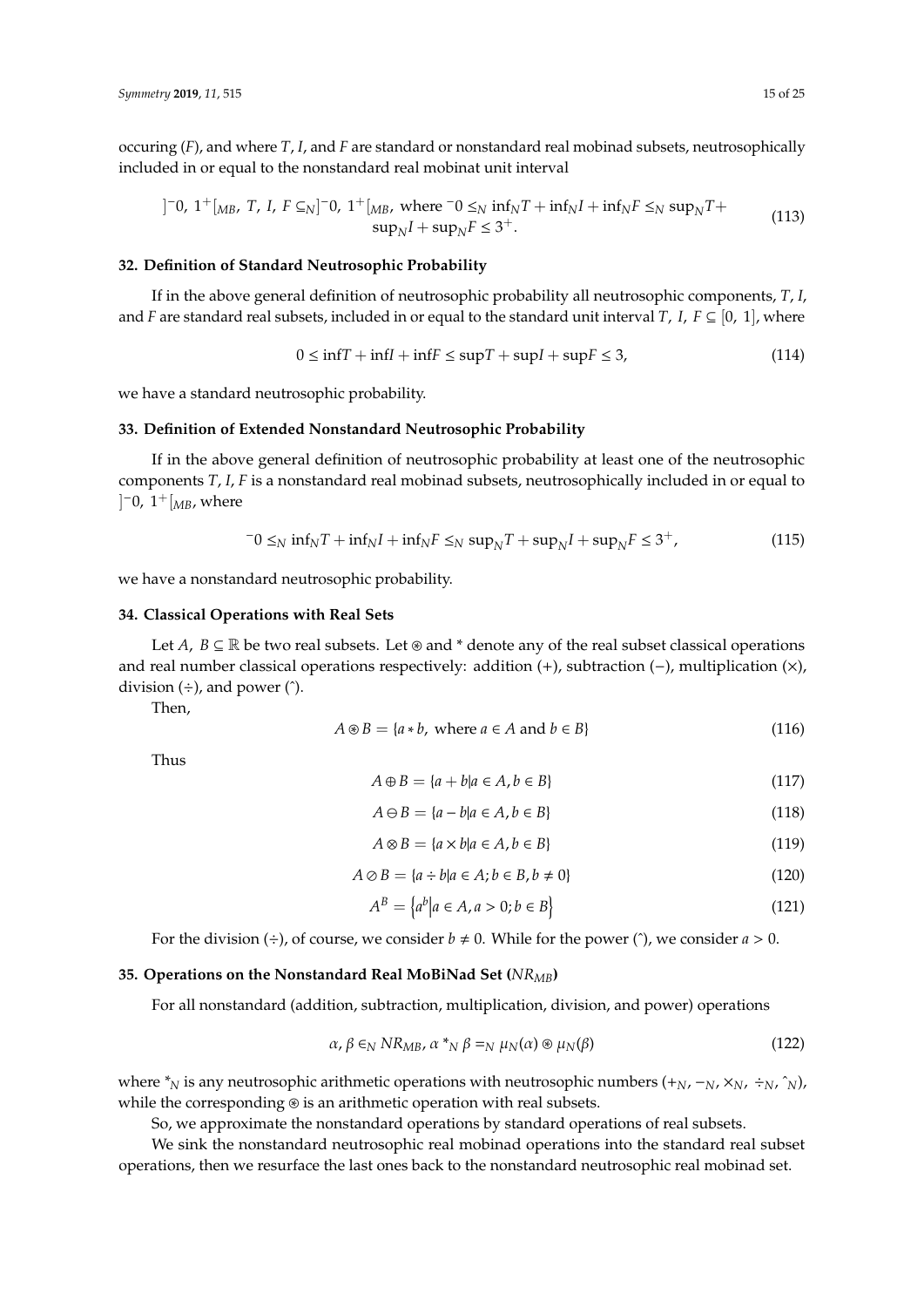occuring ($F$), and where $T$, $I$, and $F$ are standard or nonstandard real mobinad subsets, neutrosophically included in or equal to the nonstandard real mobinat unit interval

$$]^{-}0,\ 1^{+}[_{MB},\ T,\ I,\ F \subseteq_{N} ]^{-}0,\ 1^{+}[_{MB},\ \text{where } {}^{-}0 \leq_{N} \inf_{N}T + \inf_{N}I + \inf_{N}F \leq_{N} \sup_{N}T + \sup_{N}I + \sup_{N}F \leq 3^{+}. \tag{113}$$

### 32. Definition of Standard Neutrosophic Probability

If in the above general definition of neutrosophic probability all neutrosophic components, $T$, $I$, and $F$ are standard real subsets, included in or equal to the standard unit interval $T,\ I,\ F \subseteq [0,\ 1]$, where

$$0 \leq \inf T + \inf I + \inf F \leq \sup T + \sup I + \sup F \leq 3, \tag{114}$$

we have a standard neutrosophic probability.

### 33. Definition of Extended Nonstandard Neutrosophic Probability

If in the above general definition of neutrosophic probability at least one of the neutrosophic components $T$, $I$, $F$ is a nonstandard real mobinad subsets, neutrosophically included in or equal to $]^{-}0,\ 1^{+}[_{MB}$, where

$${}^{-}0 \leq_{N} \inf_{N}T + \inf_{N}I + \inf_{N}F \leq_{N} \sup_{N}T + \sup_{N}I + \sup_{N}F \leq 3^{+}, \tag{115}$$

we have a nonstandard neutrosophic probability.

### 34. Classical Operations with Real Sets

Let $A,\ B \subseteq \mathbb{R}$ be two real subsets. Let $\circledast$ and * denote any of the real subset classical operations and real number classical operations respectively: addition (+), subtraction (−), multiplication (×), division (÷), and power (ˆ).

Then,

$$A \circledast B = \{a * b,\ \text{where } a \in A \text{ and } b \in B\} \tag{116}$$

Thus

$$A \oplus B = \{a + b | a \in A, b \in B\} \tag{117}$$

$$A \ominus B = \{a - b | a \in A, b \in B\} \tag{118}$$

$$A \otimes B = \{a \times b | a \in A, b \in B\} \tag{119}$$

$$A \oslash B = \{a \div b | a \in A; b \in B, b \neq 0\} \tag{120}$$

$$A^{B} = \left\{a^{b} \middle| a \in A, a > 0; b \in B\right\} \tag{121}$$

For the division (÷), of course, we consider $b \neq 0$. While for the power (ˆ), we consider $a > 0$.

### 35. Operations on the Nonstandard Real MoBiNad Set ($NR_{MB}$)

For all nonstandard (addition, subtraction, multiplication, division, and power) operations

$$\alpha,\ \beta \in_{N} NR_{MB},\ \alpha *_{N} \beta =_{N} \mu_{N}(\alpha) \circledast \mu_{N}(\beta) \tag{122}$$

where $*_{N}$ is any neutrosophic arithmetic operations with neutrosophic numbers ($+_{N}$, $-_{N}$, $\times_{N}$, $\div_{N}$, $\hat{}_{N}$), while the corresponding $\circledast$ is an arithmetic operation with real subsets.

So, we approximate the nonstandard operations by standard operations of real subsets.

We sink the nonstandard neutrosophic real mobinad operations into the standard real subset operations, then we resurface the last ones back to the nonstandard neutrosophic real mobinad set.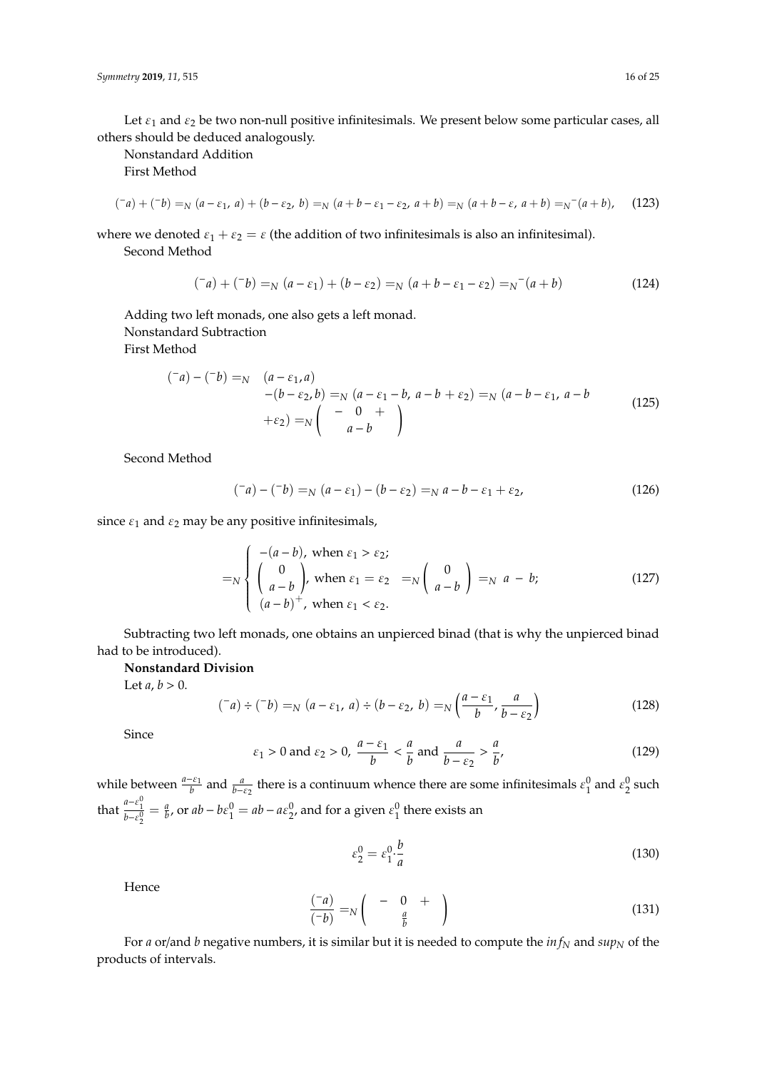Let $\varepsilon_1$ and $\varepsilon_2$ be two non-null positive infinitesimals. We present below some particular cases, all others should be deduced analogously.

Nonstandard Addition

First Method

$$( ^{-}a) + ( ^{-}b) =_N (a - \varepsilon_1,\ a) + (b - \varepsilon_2,\ b) =_N (a + b - \varepsilon_1 - \varepsilon_2,\ a + b) =_N (a + b - \varepsilon,\ a + b) =_N {}^{-}(a + b), \tag{123}$$

where we denoted $\varepsilon_1 + \varepsilon_2 = \varepsilon$ (the addition of two infinitesimals is also an infinitesimal).

Second Method

$$( ^{-}a) + ( ^{-}b) =_N (a - \varepsilon_1) + (b - \varepsilon_2) =_N (a + b - \varepsilon_1 - \varepsilon_2) =_N {}^{-}(a + b) \tag{124}$$

Adding two left monads, one also gets a left monad.

Nonstandard Subtraction

First Method

$$\begin{aligned}( ^{-}a) - ( ^{-}b) =_N \quad & (a - \varepsilon_1, a) \\ & -(b - \varepsilon_2, b) =_N (a - \varepsilon_1 - b,\ a - b + \varepsilon_2) =_N (a - b - \varepsilon_1,\ a - b \\ & +\varepsilon_2) =_N \begin{pmatrix} - & 0 & + \\ & a - b & \end{pmatrix}\end{aligned} \tag{125}$$

Second Method

$$( ^{-}a) - ( ^{-}b) =_N (a - \varepsilon_1) - (b - \varepsilon_2) =_N a - b - \varepsilon_1 + \varepsilon_2, \tag{126}$$

since $\varepsilon_1$ and $\varepsilon_2$ may be any positive infinitesimals,

$$=_N \begin{cases} -(a - b), \text{ when } \varepsilon_1 > \varepsilon_2; \\ \begin{pmatrix} 0 \\ a - b \end{pmatrix}, \text{ when } \varepsilon_1 = \varepsilon_2 \quad =_N \begin{pmatrix} 0 \\ a - b \end{pmatrix} =_N a - b; \\ (a - b)^{+}, \text{ when } \varepsilon_1 < \varepsilon_2. \end{cases} \tag{127}$$

Subtracting two left monads, one obtains an unpierced binad (that is why the unpierced binad had to be introduced).

**Nonstandard Division**

Let $a, b > 0$.

$$( ^{-}a) \div ( ^{-}b) =_N (a - \varepsilon_1,\ a) \div (b - \varepsilon_2,\ b) =_N \left(\frac{a - \varepsilon_1}{b}, \frac{a}{b - \varepsilon_2}\right) \tag{128}$$

Since

$$\varepsilon_1 > 0 \text{ and } \varepsilon_2 > 0,\ \frac{a - \varepsilon_1}{b} < \frac{a}{b} \text{ and } \frac{a}{b - \varepsilon_2} > \frac{a}{b}, \tag{129}$$

while between $\frac{a-\varepsilon_1}{b}$ and $\frac{a}{b-\varepsilon_2}$ there is a continuum whence there are some infinitesimals $\varepsilon_1^0$ and $\varepsilon_2^0$ such that $\frac{a-\varepsilon_1^0}{b-\varepsilon_2^0} = \frac{a}{b}$, or $ab - b\varepsilon_1^0 = ab - a\varepsilon_2^0$, and for a given $\varepsilon_1^0$ there exists an

$$\varepsilon_2^0 = \varepsilon_1^0 \cdot \frac{b}{a} \tag{130}$$

Hence

$$\frac{( ^{-}a)}{( ^{-}b)} =_N \begin{pmatrix} - & 0 & + \\ & \frac{a}{b} & \end{pmatrix} \tag{131}$$

For $a$ or/and $b$ negative numbers, it is similar but it is needed to compute the $inf_N$ and $sup_N$ of the products of intervals.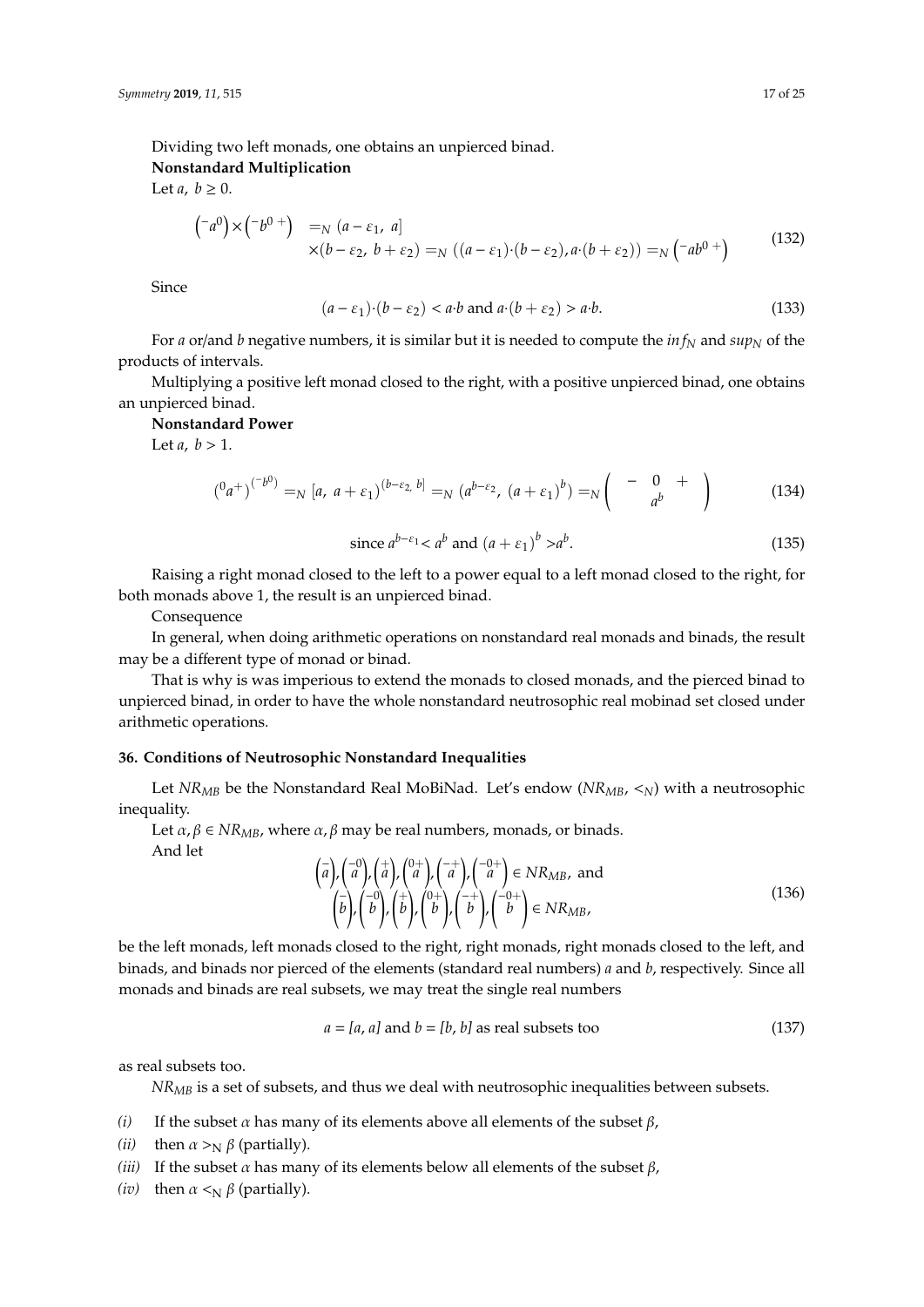Dividing two left monads, one obtains an unpierced binad.

**Nonstandard Multiplication**

Let $a,\ b \geq 0$.

$$\begin{aligned}\left({}^{-}a^{0}\right) \times \left({}^{-}b^{0\,+}\right) &=_N (a-\varepsilon_1,\ a] \\ &\times (b-\varepsilon_2,\ b+\varepsilon_2) =_N \left((a-\varepsilon_1)\cdot(b-\varepsilon_2), a\cdot(b+\varepsilon_2)\right) =_N \left({}^{-}ab^{0\,+}\right)\end{aligned} \tag{132}$$

Since

$$(a-\varepsilon_1)\cdot(b-\varepsilon_2) < a\cdot b \text{ and } a\cdot(b+\varepsilon_2) > a\cdot b. \tag{133}$$

For $a$ or/and $b$ negative numbers, it is similar but it is needed to compute the $inf_N$ and $sup_N$ of the products of intervals.

Multiplying a positive left monad closed to the right, with a positive unpierced binad, one obtains an unpierced binad.

**Nonstandard Power**

Let $a,\ b > 1$.

$$\left({}^{0}a^{+}\right)^{\left({}^{-}b^{0}\right)} =_N [a,\ a+\varepsilon_1)^{(b-\varepsilon_2,\ b]} =_N \left(a^{b-\varepsilon_2},\ (a+\varepsilon_1)^{b}\right) =_N \left(\begin{matrix} - & 0 & + \\ & a^{b} & \end{matrix}\right) \tag{134}$$

$$\text{since } a^{b-\varepsilon_1} < a^{b} \text{ and } (a+\varepsilon_1)^{b} > a^{b}. \tag{135}$$

Raising a right monad closed to the left to a power equal to a left monad closed to the right, for both monads above 1, the result is an unpierced binad.

Consequence

In general, when doing arithmetic operations on nonstandard real monads and binads, the result may be a different type of monad or binad.

That is why is was imperious to extend the monads to closed monads, and the pierced binad to unpierced binad, in order to have the whole nonstandard neutrosophic real mobinad set closed under arithmetic operations.

## 36. Conditions of Neutrosophic Nonstandard Inequalities

Let $NR_{MB}$ be the Nonstandard Real MoBiNad. Let's endow $(NR_{MB}, <_N)$ with a neutrosophic inequality.

Let $\alpha, \beta \in NR_{MB}$, where $\alpha, \beta$ may be real numbers, monads, or binads.

And let

$$\begin{aligned}&\left(\overset{-}{a}\right), \left(\overset{-0}{a}\right), \left(\overset{+}{a}\right), \left(\overset{0+}{a}\right), \left(\overset{-+}{a}\right), \left(\overset{-0+}{a}\right) \in NR_{MB}, \text{ and} \\ &\left(\overset{-}{b}\right), \left(\overset{-0}{b}\right), \left(\overset{+}{b}\right), \left(\overset{0+}{b}\right), \left(\overset{-+}{b}\right), \left(\overset{-0+}{b}\right) \in NR_{MB},\end{aligned} \tag{136}$$

be the left monads, left monads closed to the right, right monads, right monads closed to the left, and binads, and binads nor pierced of the elements (standard real numbers) $a$ and $b$, respectively. Since all monads and binads are real subsets, we may treat the single real numbers

$$a = [a, a] \text{ and } b = [b, b] \text{ as real subsets too} \tag{137}$$

as real subsets too.

$NR_{MB}$ is a set of subsets, and thus we deal with neutrosophic inequalities between subsets.

*(i)* If the subset $\alpha$ has many of its elements above all elements of the subset $\beta$,

*(ii)* then $\alpha >_N \beta$ (partially).

*(iii)* If the subset $\alpha$ has many of its elements below all elements of the subset $\beta$,

*(iv)* then $\alpha <_N \beta$ (partially).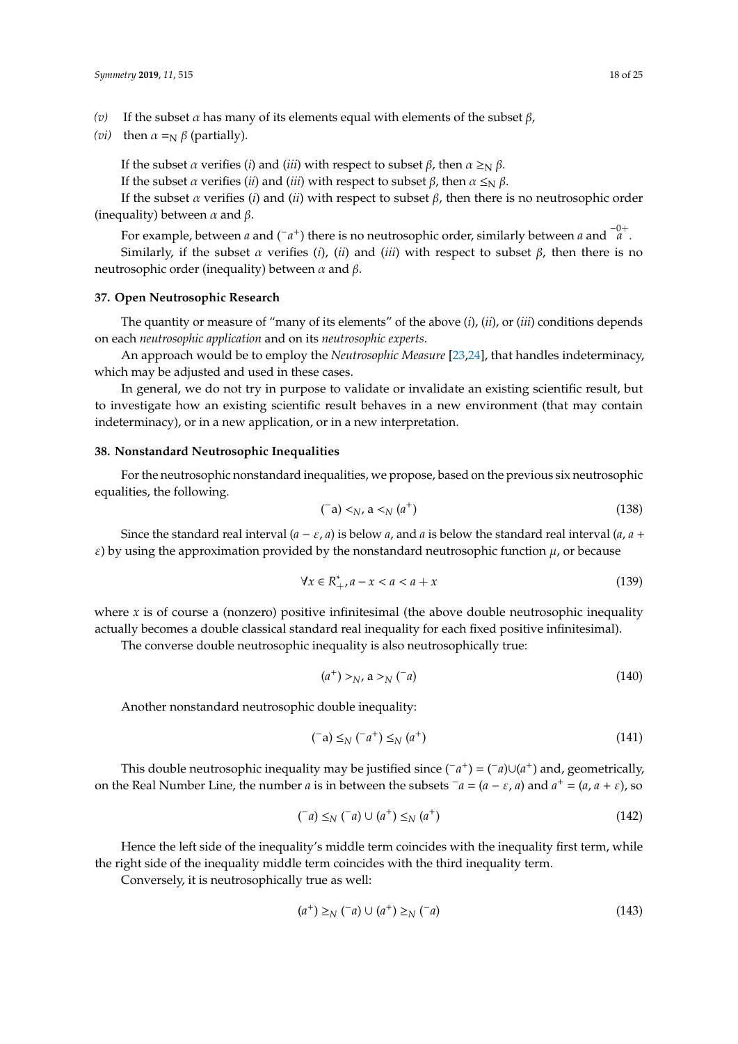*(v)* If the subset $\alpha$ has many of its elements equal with elements of the subset $\beta$,

*(vi)* then $\alpha =_N \beta$ (partially).

If the subset $\alpha$ verifies (*i*) and (*iii*) with respect to subset $\beta$, then $\alpha \geq_N \beta$.

If the subset $\alpha$ verifies (*ii*) and (*iii*) with respect to subset $\beta$, then $\alpha \leq_N \beta$.

If the subset $\alpha$ verifies (*i*) and (*ii*) with respect to subset $\beta$, then there is no neutrosophic order (inequality) between $\alpha$ and $\beta$.

For example, between $a$ and $({}^{-}a^{+})$ there is no neutrosophic order, similarly between $a$ and ${}^{-0+}_{\ \ a}$.

Similarly, if the subset $\alpha$ verifies (*i*), (*ii*) and (*iii*) with respect to subset $\beta$, then there is no neutrosophic order (inequality) between $\alpha$ and $\beta$.

## 37. Open Neutrosophic Research

The quantity or measure of "many of its elements" of the above (*i*), (*ii*), or (*iii*) conditions depends on each *neutrosophic application* and on its *neutrosophic experts*.

An approach would be to employ the *Neutrosophic Measure* [23,24], that handles indeterminacy, which may be adjusted and used in these cases.

In general, we do not try in purpose to validate or invalidate an existing scientific result, but to investigate how an existing scientific result behaves in a new environment (that may contain indeterminacy), or in a new application, or in a new interpretation.

## 38. Nonstandard Neutrosophic Inequalities

For the neutrosophic nonstandard inequalities, we propose, based on the previous six neutrosophic equalities, the following.

$$({}^{-}a) <_N, a <_N (a^{+}) \tag{138}$$

Since the standard real interval $(a - \varepsilon, a)$ is below $a$, and $a$ is below the standard real interval $(a, a + \varepsilon)$ by using the approximation provided by the nonstandard neutrosophic function $\mu$, or because

$$\forall x \in R_{+}^{*}, a - x < a < a + x \tag{139}$$

where $x$ is of course a (nonzero) positive infinitesimal (the above double neutrosophic inequality actually becomes a double classical standard real inequality for each fixed positive infinitesimal).

The converse double neutrosophic inequality is also neutrosophically true:

$$(a^{+}) >_N, a >_N ({}^{-}a) \tag{140}$$

Another nonstandard neutrosophic double inequality:

$$({}^{-}a) \leq_N ({}^{-}a^{+}) \leq_N (a^{+}) \tag{141}$$

This double neutrosophic inequality may be justified since $({}^{-}a^{+}) = ({}^{-}a) \cup (a^{+})$ and, geometrically, on the Real Number Line, the number $a$ is in between the subsets ${}^{-}a = (a - \varepsilon, a)$ and $a^{+} = (a, a + \varepsilon)$, so

$$({}^{-}a) \leq_N ({}^{-}a) \cup (a^{+}) \leq_N (a^{+}) \tag{142}$$

Hence the left side of the inequality's middle term coincides with the inequality first term, while the right side of the inequality middle term coincides with the third inequality term.

Conversely, it is neutrosophically true as well:

$$(a^{+}) \geq_N ({}^{-}a) \cup (a^{+}) \geq_N ({}^{-}a) \tag{143}$$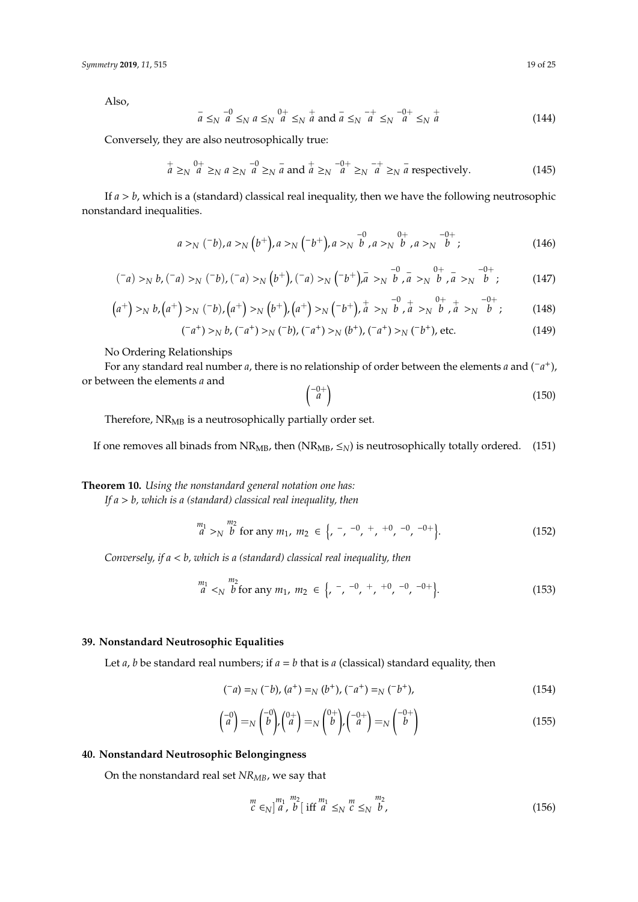Also,

$$\overset{-}{a} \leq_N \overset{-0}{a} \leq_N a \leq_N \overset{0+}{a} \leq_N \overset{+}{a} \text{ and } \overset{-}{a} \leq_N \overset{-+}{a} \leq_N \overset{-0+}{a} \leq_N \overset{+}{a} \tag{144}$$

Conversely, they are also neutrosophically true:

$$\overset{+}{a} \geq_N \overset{0+}{a} \geq_N a \geq_N \overset{-0}{a} \geq_N \overset{-}{a} \text{ and } \overset{+}{a} \geq_N \overset{-0+}{a} \geq_N \overset{-+}{a} \geq_N \overset{-}{a} \text{ respectively.} \tag{145}$$

If $a > b$, which is a (standard) classical real inequality, then we have the following neutrosophic nonstandard inequalities.

$$a >_N ({}^{-}b), a >_N \left(b^{+}\right), a >_N \left({}^{-}b^{+}\right), a >_N \overset{-0}{b}, a >_N \overset{0+}{b}, a >_N \overset{-0+}{b}; \tag{146}$$

$$({}^{-}a) >_N b, ({}^{-}a) >_N ({}^{-}b), ({}^{-}a) >_N \left(b^{+}\right), ({}^{-}a) >_N \left({}^{-}b^{+}\right), \overset{-}{a} >_N \overset{-0}{b}, \overset{-}{a} >_N \overset{0+}{b}, \overset{-}{a} >_N \overset{-0+}{b}; \tag{147}$$

$$\left(a^{+}\right) >_N b, \left(a^{+}\right) >_N ({}^{-}b), \left(a^{+}\right) >_N \left(b^{+}\right), \left(a^{+}\right) >_N \left({}^{-}b^{+}\right), \overset{+}{a} >_N \overset{-0}{b}, \overset{+}{a} >_N \overset{0+}{b}, \overset{+}{a} >_N \overset{-0+}{b}; \tag{148}$$

$$({}^{-}a^{+}) >_N b, ({}^{-}a^{+}) >_N ({}^{-}b), ({}^{-}a^{+}) >_N (b^{+}), ({}^{-}a^{+}) >_N ({}^{-}b^{+}), \text{ etc.} \tag{149}$$

No Ordering Relationships

For any standard real number $a$, there is no relationship of order between the elements $a$ and $({}^{-}a^{+})$, or between the elements $a$ and

$$\left(\overset{-0+}{a}\right) \tag{150}$$

Therefore, $NR_{MB}$ is a neutrosophically partially order set.

If one removes all binads from $NR_{MB}$, then ($NR_{MB}$, $\leq_N$) is neutrosophically totally ordered. (151)

**Theorem 10.** *Using the nonstandard general notation one has:*
*If $a > b$, which is a (standard) classical real inequality, then*

$$\overset{m_1}{a} >_N \overset{m_2}{b} \text{ for any } m_1, m_2 \in \left\{, {}^{-}, {}^{-0}, {}^{+}, {}^{+0}, {}^{-0}, {}^{-0+}\right\}. \tag{152}$$

*Conversely, if $a < b$, which is a (standard) classical real inequality, then*

$$\overset{m_1}{a} <_N \overset{m_2}{b} \text{ for any } m_1, m_2 \in \left\{, {}^{-}, {}^{-0}, {}^{+}, {}^{+0}, {}^{-0}, {}^{-0+}\right\}. \tag{153}$$

## 39. Nonstandard Neutrosophic Equalities

Let $a$, $b$ be standard real numbers; if $a = b$ that is $a$ (classical) standard equality, then

$$({}^{-}a) =_N ({}^{-}b), (a^{+}) =_N (b^{+}), ({}^{-}a^{+}) =_N ({}^{-}b^{+}), \tag{154}$$

$$\left(\overset{-0}{a}\right) =_N \left(\overset{-0}{b}\right), \left(\overset{0+}{a}\right) =_N \left(\overset{0+}{b}\right), \left(\overset{-0+}{a}\right) =_N \left(\overset{-0+}{b}\right) \tag{155}$$

## 40. Nonstandard Neutrosophic Belongingness

On the nonstandard real set $NR_{MB}$, we say that

$$\overset{m}{c} \in_N \left]\overset{m_1}{a}, \overset{m_2}{b}\right[ \text{ iff } \overset{m_1}{a} \leq_N \overset{m}{c} \leq_N \overset{m_2}{b}, \tag{156}$$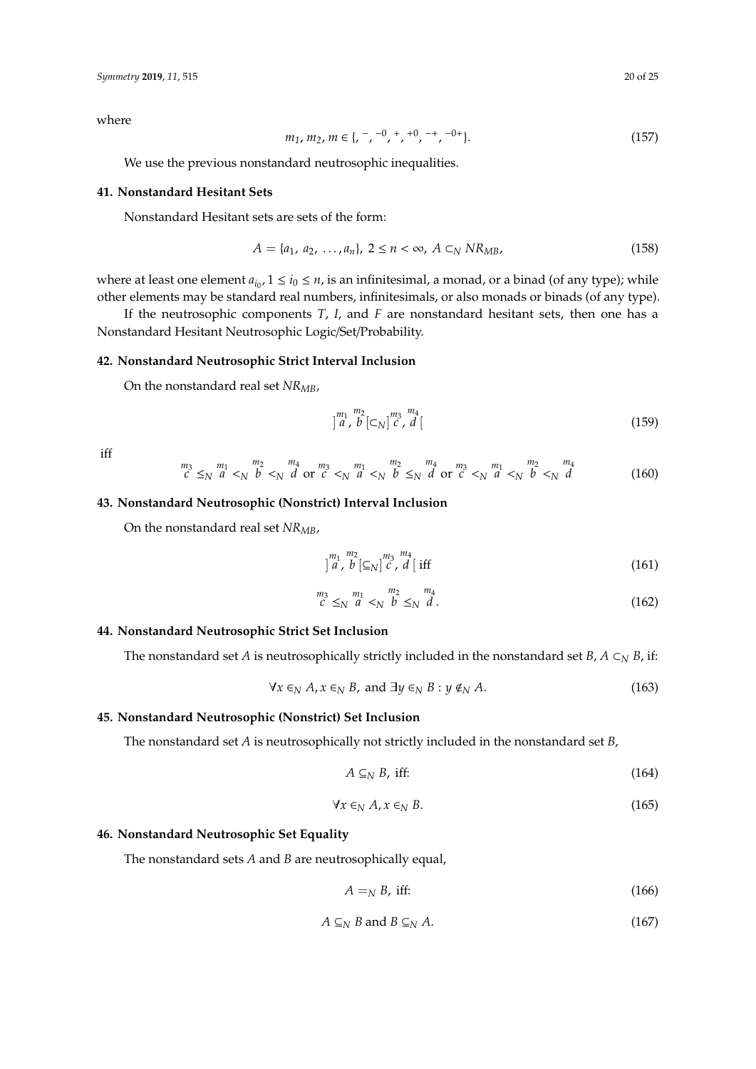where

$$m_1, m_2, m \in \{, ^-, ^{-0}, ^+, ^{+0}, ^{-+}, ^{-0+}\}. \tag{157}$$

We use the previous nonstandard neutrosophic inequalities.

## 41. Nonstandard Hesitant Sets

Nonstandard Hesitant sets are sets of the form:

$$A = \{a_1, a_2, \ldots, a_n\}, \; 2 \le n < \infty, \; A \subset_N NR_{MB}, \tag{158}$$

where at least one element $a_{i_0}$, $1 \le i_0 \le n$, is an infinitesimal, a monad, or a binad (of any type); while other elements may be standard real numbers, infinitesimals, or also monads or binads (of any type).

If the neutrosophic components $T$, $I$, and $F$ are nonstandard hesitant sets, then one has a Nonstandard Hesitant Neutrosophic Logic/Set/Probability.

## 42. Nonstandard Neutrosophic Strict Interval Inclusion

On the nonstandard real set $NR_{MB}$,

$$\left]\overset{m_1}{a}, \overset{m_2}{b}\right[ \subset_N \left]\overset{m_3}{c}, \overset{m_4}{d}\right[ \tag{159}$$

iff

$$\overset{m_3}{c} \le_N \overset{m_1}{a} <_N \overset{m_2}{b} <_N \overset{m_4}{d} \text{ or } \overset{m_3}{c} <_N \overset{m_1}{a} <_N \overset{m_2}{b} \le_N \overset{m_4}{d} \text{ or } \overset{m_3}{c} <_N \overset{m_1}{a} <_N \overset{m_2}{b} <_N \overset{m_4}{d} \tag{160}$$

## 43. Nonstandard Neutrosophic (Nonstrict) Interval Inclusion

On the nonstandard real set $NR_{MB}$,

$$\left]\overset{m_1}{a}, \overset{m_2}{b}\right[ \subseteq_N \left]\overset{m_3}{c}, \overset{m_4}{d}\right[ \text{ iff} \tag{161}$$

$$\overset{m_3}{c} \le_N \overset{m_1}{a} <_N \overset{m_2}{b} \le_N \overset{m_4}{d}. \tag{162}$$

## 44. Nonstandard Neutrosophic Strict Set Inclusion

The nonstandard set $A$ is neutrosophically strictly included in the nonstandard set $B$, $A \subset_N B$, if:

$$\forall x \in_N A, x \in_N B, \text{ and } \exists y \in_N B : y \notin_N A. \tag{163}$$

## 45. Nonstandard Neutrosophic (Nonstrict) Set Inclusion

The nonstandard set $A$ is neutrosophically not strictly included in the nonstandard set $B$,

$$A \subseteq_N B, \text{ iff:} \tag{164}$$

$$\forall x \in_N A, x \in_N B. \tag{165}$$

## 46. Nonstandard Neutrosophic Set Equality

The nonstandard sets $A$ and $B$ are neutrosophically equal,

$$A =_N B, \text{ iff:} \tag{166}$$

$$A \subseteq_N B \text{ and } B \subseteq_N A. \tag{167}$$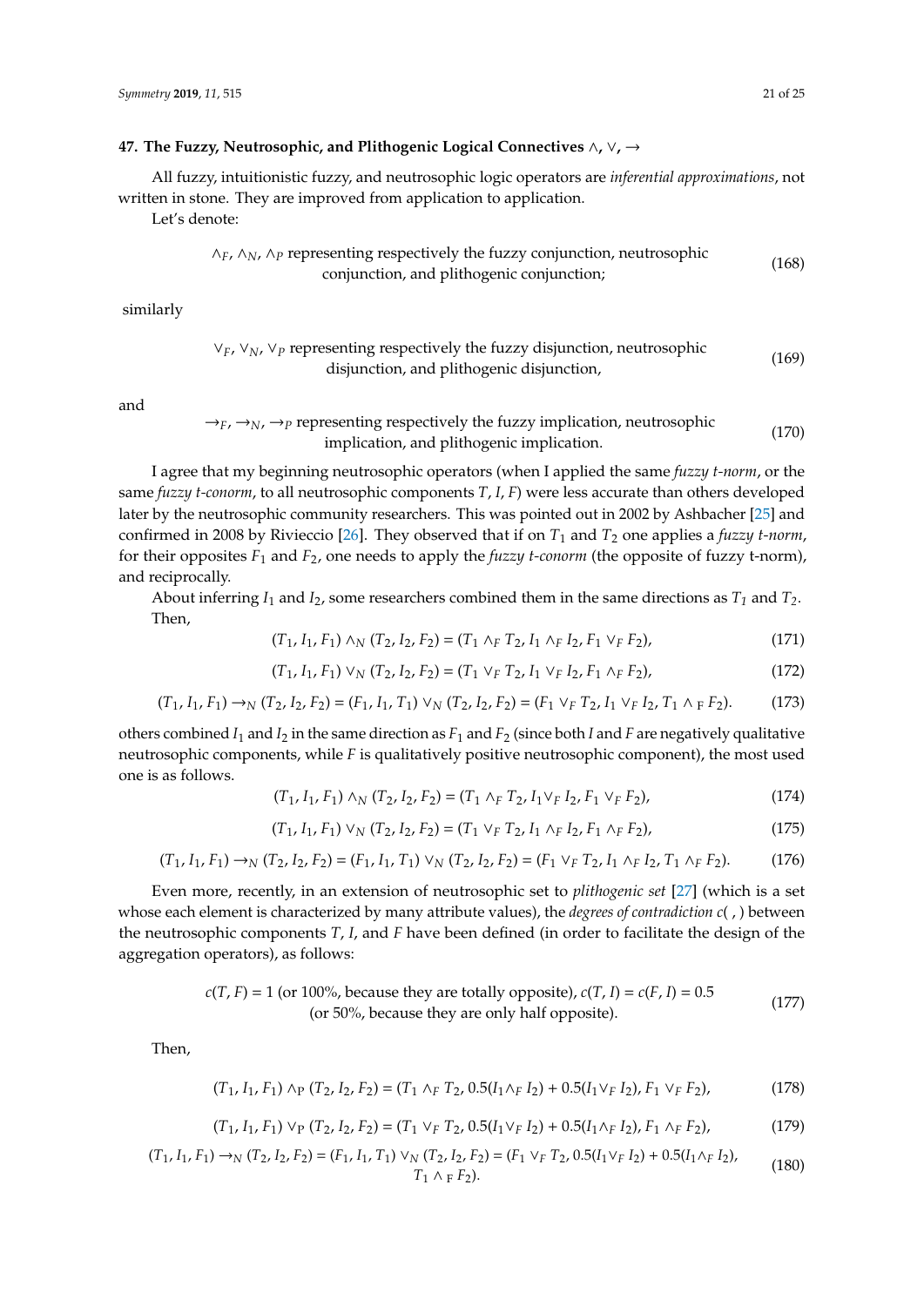### 47. The Fuzzy, Neutrosophic, and Plithogenic Logical Connectives $\wedge$, $\vee$, $\rightarrow$

All fuzzy, intuitionistic fuzzy, and neutrosophic logic operators are *inferential approximations*, not written in stone. They are improved from application to application.

Let's denote:

$$\wedge_F, \wedge_N, \wedge_P \text{ representing respectively the fuzzy conjunction, neutrosophic conjunction, and plithogenic conjunction;} \tag{168}$$

similarly

$$\vee_F, \vee_N, \vee_P \text{ representing respectively the fuzzy disjunction, neutrosophic disjunction, and plithogenic disjunction,} \tag{169}$$

and

$$\rightarrow_F, \rightarrow_N, \rightarrow_P \text{ representing respectively the fuzzy implication, neutrosophic implication, and plithogenic implication.} \tag{170}$$

I agree that my beginning neutrosophic operators (when I applied the same *fuzzy t-norm*, or the same *fuzzy t-conorm*, to all neutrosophic components $T$, $I$, $F$) were less accurate than others developed later by the neutrosophic community researchers. This was pointed out in 2002 by Ashbacher [25] and confirmed in 2008 by Rivieccio [26]. They observed that if on $T_1$ and $T_2$ one applies a *fuzzy t-norm*, for their opposites $F_1$ and $F_2$, one needs to apply the *fuzzy t-conorm* (the opposite of fuzzy t-norm), and reciprocally.

About inferring $I_1$ and $I_2$, some researchers combined them in the same directions as $T_1$ and $T_2$. Then,

$$(T_1, I_1, F_1) \wedge_N (T_2, I_2, F_2) = (T_1 \wedge_F T_2, I_1 \wedge_F I_2, F_1 \vee_F F_2), \tag{171}$$

$$(T_1, I_1, F_1) \vee_N (T_2, I_2, F_2) = (T_1 \vee_F T_2, I_1 \vee_F I_2, F_1 \wedge_F F_2), \tag{172}$$

$$(T_1, I_1, F_1) \rightarrow_N (T_2, I_2, F_2) = (F_1, I_1, T_1) \vee_N (T_2, I_2, F_2) = (F_1 \vee_F T_2, I_1 \vee_F I_2, T_1 \wedge_F F_2). \tag{173}$$

others combined $I_1$ and $I_2$ in the same direction as $F_1$ and $F_2$ (since both $I$ and $F$ are negatively qualitative neutrosophic components, while $F$ is qualitatively positive neutrosophic component), the most used one is as follows.

$$(T_1, I_1, F_1) \wedge_N (T_2, I_2, F_2) = (T_1 \wedge_F T_2, I_1 \vee_F I_2, F_1 \vee_F F_2), \tag{174}$$

$$(T_1, I_1, F_1) \vee_N (T_2, I_2, F_2) = (T_1 \vee_F T_2, I_1 \wedge_F I_2, F_1 \wedge_F F_2), \tag{175}$$

$$(T_1, I_1, F_1) \rightarrow_N (T_2, I_2, F_2) = (F_1, I_1, T_1) \vee_N (T_2, I_2, F_2) = (F_1 \vee_F T_2, I_1 \wedge_F I_2, T_1 \wedge_F F_2). \tag{176}$$

Even more, recently, in an extension of neutrosophic set to *plithogenic set* [27] (which is a set whose each element is characterized by many attribute values), the *degrees of contradiction* $c( , )$ between the neutrosophic components $T$, $I$, and $F$ have been defined (in order to facilitate the design of the aggregation operators), as follows:

$$c(T, F) = 1 \text{ (or 100\%, because they are totally opposite)}, c(T, I) = c(F, I) = 0.5 \text{ (or 50\%, because they are only half opposite).} \tag{177}$$

Then,

$$(T_1, I_1, F_1) \wedge_P (T_2, I_2, F_2) = (T_1 \wedge_F T_2, 0.5(I_1 \wedge_F I_2) + 0.5(I_1 \vee_F I_2), F_1 \vee_F F_2), \tag{178}$$

$$(T_1, I_1, F_1) \vee_P (T_2, I_2, F_2) = (T_1 \vee_F T_2, 0.5(I_1 \vee_F I_2) + 0.5(I_1 \wedge_F I_2), F_1 \wedge_F F_2), \tag{179}$$

$$(T_1, I_1, F_1) \rightarrow_N (T_2, I_2, F_2) = (F_1, I_1, T_1) \vee_N (T_2, I_2, F_2) = (F_1 \vee_F T_2, 0.5(I_1 \vee_F I_2) + 0.5(I_1 \wedge_F I_2), T_1 \wedge_F F_2). \tag{180}$$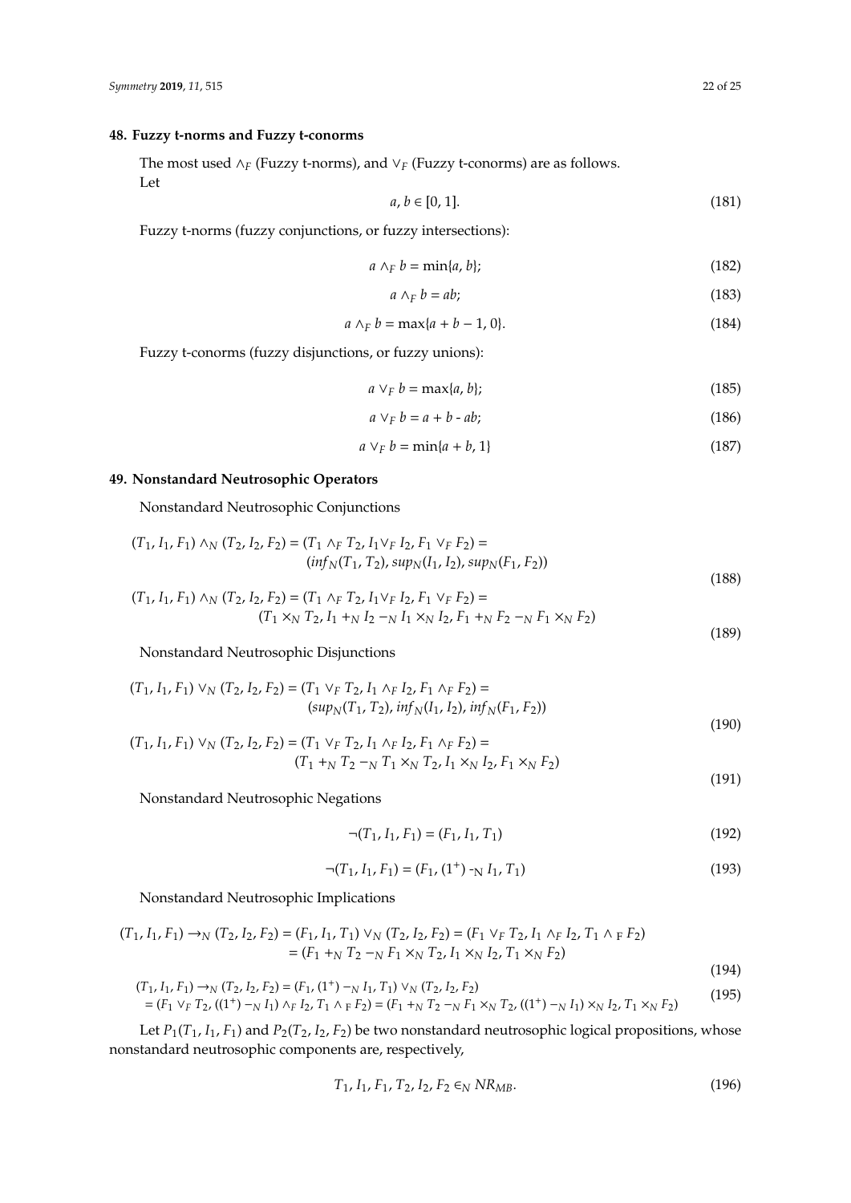### 48. Fuzzy t-norms and Fuzzy t-conorms

The most used $\wedge_F$ (Fuzzy t-norms), and $\vee_F$ (Fuzzy t-conorms) are as follows.
Let

$$a, b \in [0, 1]. \tag{181}$$

Fuzzy t-norms (fuzzy conjunctions, or fuzzy intersections):

$$a \wedge_F b = \min\{a, b\}; \tag{182}$$

$$a \wedge_F b = ab; \tag{183}$$

$$a \wedge_F b = \max\{a + b - 1, 0\}. \tag{184}$$

Fuzzy t-conorms (fuzzy disjunctions, or fuzzy unions):

$$a \vee_F b = \max\{a, b\}; \tag{185}$$

$$a \vee_F b = a + b - ab; \tag{186}$$

$$a \vee_F b = \min\{a + b, 1\} \tag{187}$$

### 49. Nonstandard Neutrosophic Operators

Nonstandard Neutrosophic Conjunctions

$$(T_1, I_1, F_1) \wedge_N (T_2, I_2, F_2) = (T_1 \wedge_F T_2, I_1 \vee_F I_2, F_1 \vee_F F_2) = (inf_N(T_1, T_2), sup_N(I_1, I_2), sup_N(F_1, F_2)) \tag{188}$$

$$(T_1, I_1, F_1) \wedge_N (T_2, I_2, F_2) = (T_1 \wedge_F T_2, I_1 \vee_F I_2, F_1 \vee_F F_2) = (T_1 \times_N T_2, I_1 +_N I_2 -_N I_1 \times_N I_2, F_1 +_N F_2 -_N F_1 \times_N F_2) \tag{189}$$

Nonstandard Neutrosophic Disjunctions

$$(T_1, I_1, F_1) \vee_N (T_2, I_2, F_2) = (T_1 \vee_F T_2, I_1 \wedge_F I_2, F_1 \wedge_F F_2) = (sup_N(T_1, T_2), inf_N(I_1, I_2), inf_N(F_1, F_2)) \tag{190}$$

$$(T_1, I_1, F_1) \vee_N (T_2, I_2, F_2) = (T_1 \vee_F T_2, I_1 \wedge_F I_2, F_1 \wedge_F F_2) = (T_1 +_N T_2 -_N T_1 \times_N T_2, I_1 \times_N I_2, F_1 \times_N F_2) \tag{191}$$

Nonstandard Neutrosophic Negations

$$\neg(T_1, I_1, F_1) = (F_1, I_1, T_1) \tag{192}$$

$$\neg(T_1, I_1, F_1) = (F_1, (1^+) -_N I_1, T_1) \tag{193}$$

Nonstandard Neutrosophic Implications

$$(T_1, I_1, F_1) \rightarrow_N (T_2, I_2, F_2) = (F_1, I_1, T_1) \vee_N (T_2, I_2, F_2) = (F_1 \vee_F T_2, I_1 \wedge_F I_2, T_1 \wedge_F F_2) = (F_1 +_N T_2 -_N F_1 \times_N T_2, I_1 \times_N I_2, T_1 \times_N F_2) \tag{194}$$

$$(T_1, I_1, F_1) \rightarrow_N (T_2, I_2, F_2) = (F_1, (1^+) -_N I_1, T_1) \vee_N (T_2, I_2, F_2) = (F_1 \vee_F T_2, ((1^+) -_N I_1) \wedge_F I_2, T_1 \wedge_F F_2) = (F_1 +_N T_2 -_N F_1 \times_N T_2, ((1^+) -_N I_1) \times_N I_2, T_1 \times_N F_2) \tag{195}$$

Let $P_1(T_1, I_1, F_1)$ and $P_2(T_2, I_2, F_2)$ be two nonstandard neutrosophic logical propositions, whose nonstandard neutrosophic components are, respectively,

$$T_1, I_1, F_1, T_2, I_2, F_2 \in_N NR_{MB}. \tag{196}$$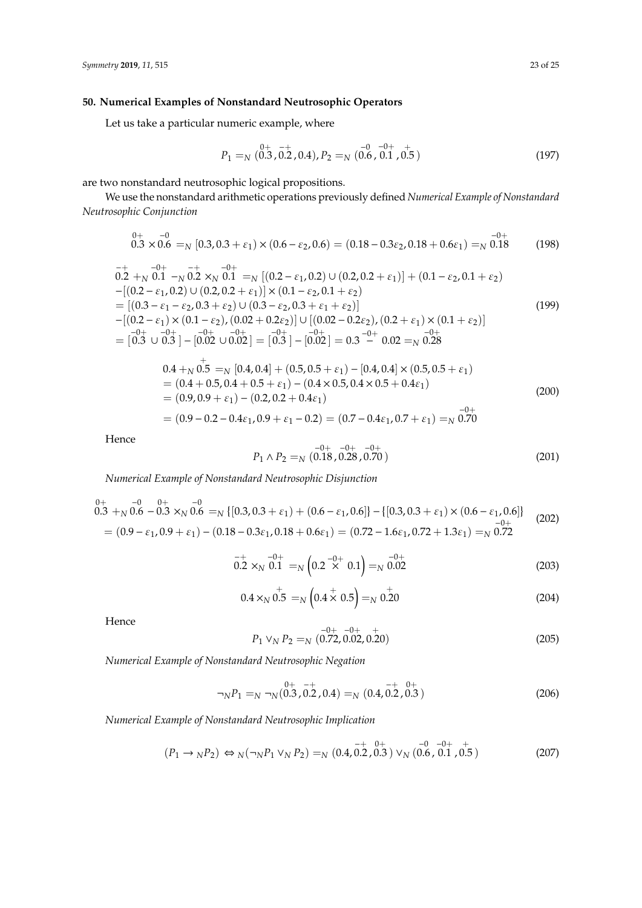## 50. Numerical Examples of Nonstandard Neutrosophic Operators

Let us take a particular numeric example, where

$$P_1 =_N (\overset{0+}{0.3}, \overset{-+}{0.2}, 0.4), P_2 =_N (\overset{-0}{0.6}, \overset{-0+}{0.1}, \overset{+}{0.5}) \tag{197}$$

are two nonstandard neutrosophic logical propositions.

We use the nonstandard arithmetic operations previously defined *Numerical Example of Nonstandard Neutrosophic Conjunction*

$$\overset{0+}{0.3} \times \overset{-0}{0.6} =_N [0.3, 0.3+\varepsilon_1) \times (0.6-\varepsilon_2, 0.6) = (0.18 - 0.3\varepsilon_2, 0.18 + 0.6\varepsilon_1) =_N \overset{-0+}{0.18} \tag{198}$$

$$\begin{aligned}
&\overset{-+}{0.2} +_N \overset{-0+}{0.1} -_N \overset{-+}{0.2} \times_N \overset{-0+}{0.1} =_N [(0.2-\varepsilon_1, 0.2) \cup (0.2, 0.2+\varepsilon_1)] + (0.1-\varepsilon_2, 0.1+\varepsilon_2) \\
&-[(0.2-\varepsilon_1, 0.2) \cup (0.2, 0.2+\varepsilon_1)] \times (0.1-\varepsilon_2, 0.1+\varepsilon_2) \\
&= [(0.3-\varepsilon_1-\varepsilon_2, 0.3+\varepsilon_2) \cup (0.3-\varepsilon_2, 0.3+\varepsilon_1+\varepsilon_2)] \\
&-[(0.2-\varepsilon_1) \times (0.1-\varepsilon_2), (0.02+0.2\varepsilon_2)] \cup [(0.02-0.2\varepsilon_2), (0.2+\varepsilon_1) \times (0.1+\varepsilon_2)] \\
&= [\overset{-0+}{0.3} \cup \overset{-0+}{0.3}] - [\overset{-0+}{0.02} \cup \overset{-0+}{0.02}] = [\overset{-0+}{0.3}] - [\overset{-0+}{0.02}] = 0.3 \overset{-0+}{-} 0.02 =_N \overset{-0+}{0.28}
\end{aligned} \tag{199}$$

$$\begin{aligned}
&0.4 +_N \overset{+}{0.5} =_N [0.4, 0.4] + (0.5, 0.5+\varepsilon_1) - [0.4, 0.4] \times (0.5, 0.5+\varepsilon_1) \\
&= (0.4+0.5, 0.4+0.5+\varepsilon_1) - (0.4 \times 0.5, 0.4 \times 0.5 + 0.4\varepsilon_1) \\
&= (0.9, 0.9+\varepsilon_1) - (0.2, 0.2+0.4\varepsilon_1) \\
&= (0.9-0.2-0.4\varepsilon_1, 0.9+\varepsilon_1-0.2) = (0.7-0.4\varepsilon_1, 0.7+\varepsilon_1) =_N \overset{-0+}{0.70}
\end{aligned} \tag{200}$$

Hence

$$P_1 \wedge P_2 =_N (\overset{-0+}{0.18}, \overset{-0+}{0.28}, \overset{-0+}{0.70}) \tag{201}$$

*Numerical Example of Nonstandard Neutrosophic Disjunction*

$$\begin{aligned}
&\overset{0+}{0.3} +_N \overset{-0}{0.6} - \overset{0+}{0.3} \times_N \overset{-0}{0.6} =_N \{[0.3, 0.3+\varepsilon_1) + (0.6-\varepsilon_1, 0.6]\} - \{[0.3, 0.3+\varepsilon_1) \times (0.6-\varepsilon_1, 0.6]\} \\
&= (0.9-\varepsilon_1, 0.9+\varepsilon_1) - (0.18-0.3\varepsilon_1, 0.18+0.6\varepsilon_1) = (0.72-1.6\varepsilon_1, 0.72+1.3\varepsilon_1) =_N \overset{-0+}{0.72}
\end{aligned} \tag{202}$$

$$\overset{-+}{0.2} \times_N \overset{-0+}{0.1} =_N \left(0.2 \overset{-0+}{\times} 0.1\right) =_N \overset{-0+}{0.02} \tag{203}$$

$$0.4 \times_N \overset{+}{0.5} =_N \left(0.4 \overset{+}{\times} 0.5\right) =_N \overset{+}{0.20} \tag{204}$$

Hence

$$P_1 \vee_N P_2 =_N (\overset{-0+}{0.72}, \overset{-0+}{0.02}, \overset{+}{0.20}) \tag{205}$$

*Numerical Example of Nonstandard Neutrosophic Negation*

$$\neg_N P_1 =_N \neg_N(\overset{0+}{0.3}, \overset{-+}{0.2}, 0.4) =_N (0.4, \overset{-+}{0.2}, \overset{0+}{0.3}) \tag{206}$$

*Numerical Example of Nonstandard Neutrosophic Implication*

$$(P_1 \to {}_N P_2) \Leftrightarrow {}_N(\neg_N P_1 \vee_N P_2) =_N (0.4, \overset{-+}{0.2}, \overset{0+}{0.3}) \vee_N (\overset{-0}{0.6}, \overset{-0+}{0.1}, \overset{+}{0.5}) \tag{207}$$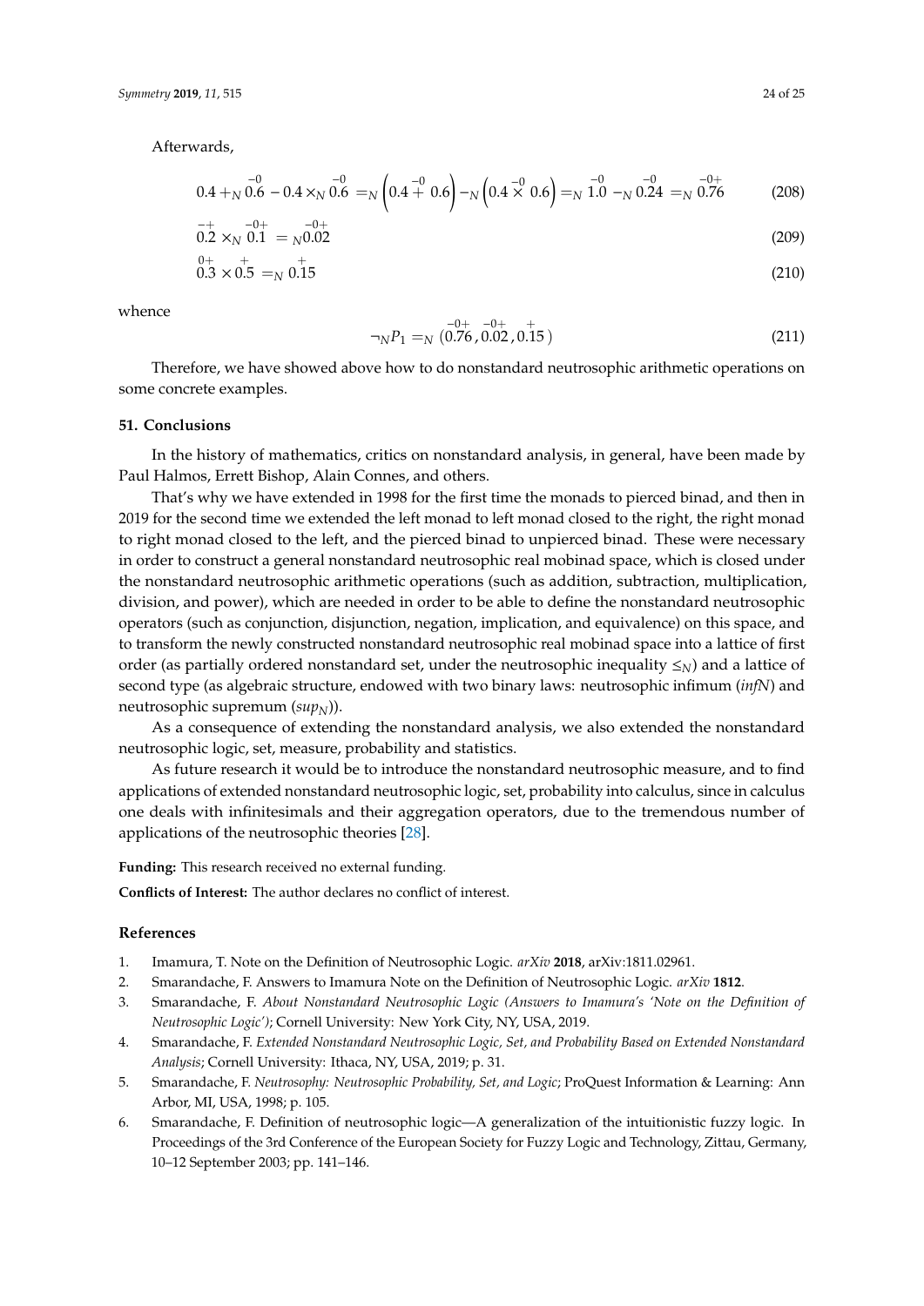Afterwards,

$$0.4 +_N \overset{-0}{0.6} - 0.4 \times_N \overset{-0}{0.6} =_N \left(0.4 \overset{-0}{+} 0.6\right) -_N \left(0.4 \overset{-0}{\times} 0.6\right) =_N \overset{-0}{1.0} -_N \overset{-0}{0.24} =_N \overset{-0+}{0.76} \tag{208}$$

$$\overset{-+}{0.2} \times_N \overset{-0+}{0.1} =_N \overset{-0+}{0.02} \tag{209}$$

$$\overset{0+}{0.3} \times \overset{+}{0.5} =_N \overset{+}{0.15} \tag{210}$$

whence

$$\neg_N P_1 =_N (\overset{-0+}{0.76}, \overset{-0+}{0.02}, \overset{+}{0.15}) \tag{211}$$

Therefore, we have showed above how to do nonstandard neutrosophic arithmetic operations on some concrete examples.

## 51. Conclusions

In the history of mathematics, critics on nonstandard analysis, in general, have been made by Paul Halmos, Errett Bishop, Alain Connes, and others.

That's why we have extended in 1998 for the first time the monads to pierced binad, and then in 2019 for the second time we extended the left monad to left monad closed to the right, the right monad to right monad closed to the left, and the pierced binad to unpierced binad. These were necessary in order to construct a general nonstandard neutrosophic real mobinad space, which is closed under the nonstandard neutrosophic arithmetic operations (such as addition, subtraction, multiplication, division, and power), which are needed in order to be able to define the nonstandard neutrosophic operators (such as conjunction, disjunction, negation, implication, and equivalence) on this space, and to transform the newly constructed nonstandard neutrosophic real mobinad space into a lattice of first order (as partially ordered nonstandard set, under the neutrosophic inequality $\leq_N$) and a lattice of second type (as algebraic structure, endowed with two binary laws: neutrosophic infimum (*infN*) and neutrosophic supremum ($sup_N$)).

As a consequence of extending the nonstandard analysis, we also extended the nonstandard neutrosophic logic, set, measure, probability and statistics.

As future research it would be to introduce the nonstandard neutrosophic measure, and to find applications of extended nonstandard neutrosophic logic, set, probability into calculus, since in calculus one deals with infinitesimals and their aggregation operators, due to the tremendous number of applications of the neutrosophic theories [28].

**Funding:** This research received no external funding.

**Conflicts of Interest:** The author declares no conflict of interest.

## References

1. Imamura, T. Note on the Definition of Neutrosophic Logic. *arXiv* **2018**, arXiv:1811.02961.
2. Smarandache, F. Answers to Imamura Note on the Definition of Neutrosophic Logic. *arXiv* **1812**.
3. Smarandache, F. *About Nonstandard Neutrosophic Logic (Answers to Imamura's 'Note on the Definition of Neutrosophic Logic')*; Cornell University: New York City, NY, USA, 2019.
4. Smarandache, F. *Extended Nonstandard Neutrosophic Logic, Set, and Probability Based on Extended Nonstandard Analysis*; Cornell University: Ithaca, NY, USA, 2019; p. 31.
5. Smarandache, F. *Neutrosophy: Neutrosophic Probability, Set, and Logic*; ProQuest Information & Learning: Ann Arbor, MI, USA, 1998; p. 105.
6. Smarandache, F. Definition of neutrosophic logic—A generalization of the intuitionistic fuzzy logic. In Proceedings of the 3rd Conference of the European Society for Fuzzy Logic and Technology, Zittau, Germany, 10–12 September 2003; pp. 141–146.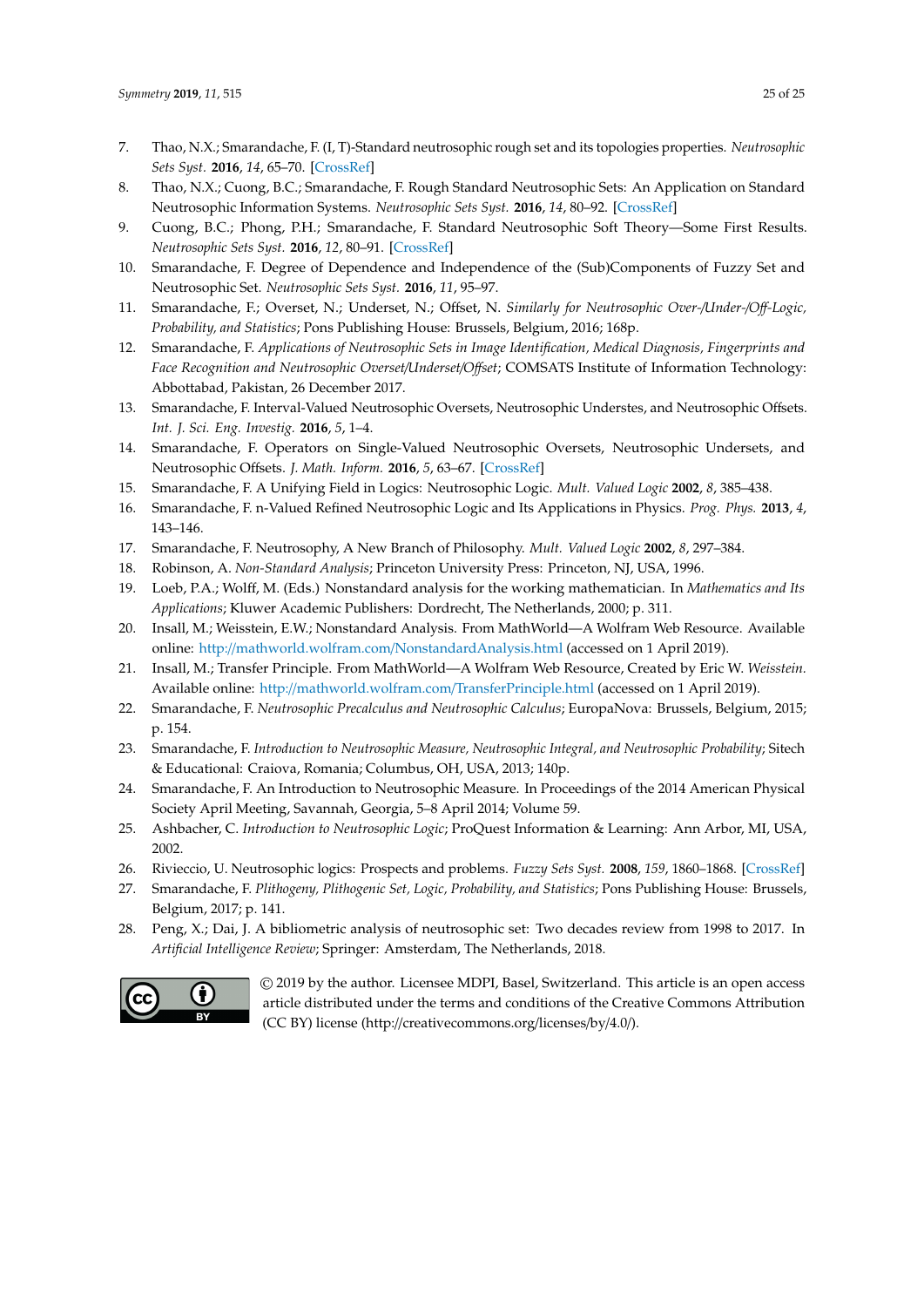7. Thao, N.X.; Smarandache, F. (I, T)-Standard neutrosophic rough set and its topologies properties. *Neutrosophic Sets Syst.* **2016**, *14*, 65–70. [CrossRef]
8. Thao, N.X.; Cuong, B.C.; Smarandache, F. Rough Standard Neutrosophic Sets: An Application on Standard Neutrosophic Information Systems. *Neutrosophic Sets Syst.* **2016**, *14*, 80–92. [CrossRef]
9. Cuong, B.C.; Phong, P.H.; Smarandache, F. Standard Neutrosophic Soft Theory—Some First Results. *Neutrosophic Sets Syst.* **2016**, *12*, 80–91. [CrossRef]
10. Smarandache, F. Degree of Dependence and Independence of the (Sub)Components of Fuzzy Set and Neutrosophic Set. *Neutrosophic Sets Syst.* **2016**, *11*, 95–97.
11. Smarandache, F.; Overset, N.; Underset, N.; Offset, N. *Similarly for Neutrosophic Over-/Under-/Off-Logic, Probability, and Statistics*; Pons Publishing House: Brussels, Belgium, 2016; 168p.
12. Smarandache, F. *Applications of Neutrosophic Sets in Image Identification, Medical Diagnosis, Fingerprints and Face Recognition and Neutrosophic Overset/Underset/Offset*; COMSATS Institute of Information Technology: Abbottabad, Pakistan, 26 December 2017.
13. Smarandache, F. Interval-Valued Neutrosophic Oversets, Neutrosophic Understes, and Neutrosophic Offsets. *Int. J. Sci. Eng. Investig.* **2016**, *5*, 1–4.
14. Smarandache, F. Operators on Single-Valued Neutrosophic Oversets, Neutrosophic Undersets, and Neutrosophic Offsets. *J. Math. Inform.* **2016**, *5*, 63–67. [CrossRef]
15. Smarandache, F. A Unifying Field in Logics: Neutrosophic Logic. *Mult. Valued Logic* **2002**, *8*, 385–438.
16. Smarandache, F. n-Valued Refined Neutrosophic Logic and Its Applications in Physics. *Prog. Phys.* **2013**, *4*, 143–146.
17. Smarandache, F. Neutrosophy, A New Branch of Philosophy. *Mult. Valued Logic* **2002**, *8*, 297–384.
18. Robinson, A. *Non-Standard Analysis*; Princeton University Press: Princeton, NJ, USA, 1996.
19. Loeb, P.A.; Wolff, M. (Eds.) Nonstandard analysis for the working mathematician. In *Mathematics and Its Applications*; Kluwer Academic Publishers: Dordrecht, The Netherlands, 2000; p. 311.
20. Insall, M.; Weisstein, E.W.; Nonstandard Analysis. From MathWorld—A Wolfram Web Resource. Available online: http://mathworld.wolfram.com/NonstandardAnalysis.html (accessed on 1 April 2019).
21. Insall, M.; Transfer Principle. From MathWorld—A Wolfram Web Resource, Created by Eric W. *Weisstein.* Available online: http://mathworld.wolfram.com/TransferPrinciple.html (accessed on 1 April 2019).
22. Smarandache, F. *Neutrosophic Precalculus and Neutrosophic Calculus*; EuropaNova: Brussels, Belgium, 2015; p. 154.
23. Smarandache, F. *Introduction to Neutrosophic Measure, Neutrosophic Integral, and Neutrosophic Probability*; Sitech & Educational: Craiova, Romania; Columbus, OH, USA, 2013; 140p.
24. Smarandache, F. An Introduction to Neutrosophic Measure. In Proceedings of the 2014 American Physical Society April Meeting, Savannah, Georgia, 5–8 April 2014; Volume 59.
25. Ashbacher, C. *Introduction to Neutrosophic Logic*; ProQuest Information & Learning: Ann Arbor, MI, USA, 2002.
26. Rivieccio, U. Neutrosophic logics: Prospects and problems. *Fuzzy Sets Syst.* **2008**, *159*, 1860–1868. [CrossRef]
27. Smarandache, F. *Plithogeny, Plithogenic Set, Logic, Probability, and Statistics*; Pons Publishing House: Brussels, Belgium, 2017; p. 141.
28. Peng, X.; Dai, J. A bibliometric analysis of neutrosophic set: Two decades review from 1998 to 2017. In *Artificial Intelligence Review*; Springer: Amsterdam, The Netherlands, 2018.

© 2019 by the author. Licensee MDPI, Basel, Switzerland. This article is an open access article distributed under the terms and conditions of the Creative Commons Attribution (CC BY) license (http://creativecommons.org/licenses/by/4.0/).